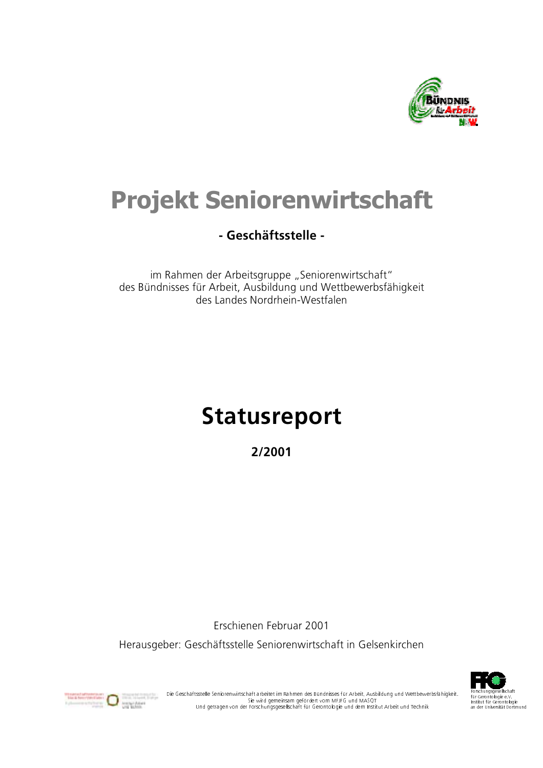# Projekt Seniorenwirtschaft

**- Geschäftsstelle -**

im Rahmen der Arbeitsgruppe „Seniorenwirtschaft"
des Bündnisses für Arbeit, Ausbildung und Wettbewerbsfähigkeit
des Landes Nordrhein-Westfalen

# Statusreport

**2/2001**

Erschienen Februar 2001

Herausgeber: Geschäftsstelle Seniorenwirtschaft in Gelsenkirchen

Die Geschäftsstelle Seniorenwirtschaft arbeitet im Rahmen des Bündnisses für Arbeit, Ausbildung und Wettbewerbsfähigkeit.
Sie wird gemeinsam gefördert vom MFJFG und MASQT
Und getragen von der Forschungsgesellschaft für Gerontologie und dem Institut Arbeit und Technik

Forschungsgesellschaft für Gerontologie e.V.
Institut für Gerontologie an der Universität Dortmund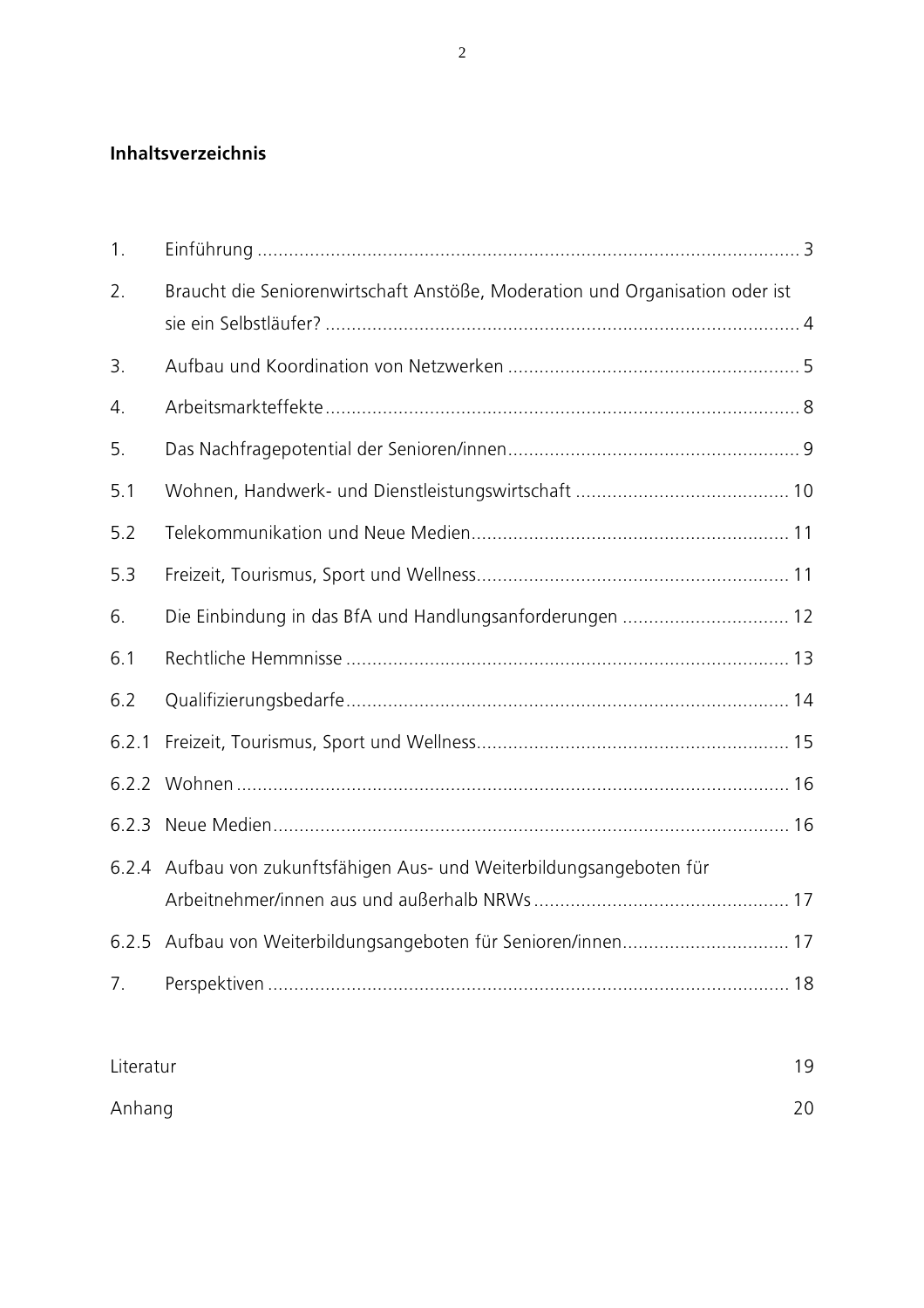**Inhaltsverzeichnis**

| | | |
|---|---|---|
| 1. | Einführung | 3 |
| 2. | Braucht die Seniorenwirtschaft Anstöße, Moderation und Organisation oder ist sie ein Selbstläufer? | 4 |
| 3. | Aufbau und Koordination von Netzwerken | 5 |
| 4. | Arbeitsmarkteffekte | 8 |
| 5. | Das Nachfragepotential der Senioren/innen | 9 |
| 5.1 | Wohnen, Handwerk- und Dienstleistungswirtschaft | 10 |
| 5.2 | Telekommunikation und Neue Medien | 11 |
| 5.3 | Freizeit, Tourismus, Sport und Wellness | 11 |
| 6. | Die Einbindung in das BfA und Handlungsanforderungen | 12 |
| 6.1 | Rechtliche Hemmnisse | 13 |
| 6.2 | Qualifizierungsbedarfe | 14 |
| 6.2.1 | Freizeit, Tourismus, Sport und Wellness | 15 |
| 6.2.2 | Wohnen | 16 |
| 6.2.3 | Neue Medien | 16 |
| 6.2.4 | Aufbau von zukunftsfähigen Aus- und Weiterbildungsangeboten für Arbeitnehmer/innen aus und außerhalb NRWs | 17 |
| 6.2.5 | Aufbau von Weiterbildungsangeboten für Senioren/innen | 17 |
| 7. | Perspektiven | 18 |
| | | |
| Literatur | | 19 |
| Anhang | | 20 |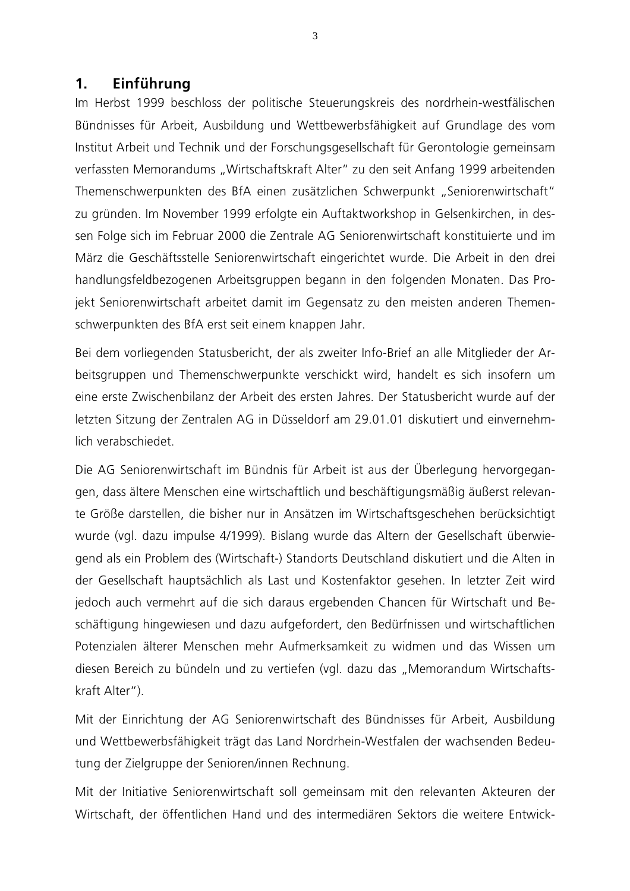## 1. Einführung

Im Herbst 1999 beschloss der politische Steuerungskreis des nordrhein-westfälischen Bündnisses für Arbeit, Ausbildung und Wettbewerbsfähigkeit auf Grundlage des vom Institut Arbeit und Technik und der Forschungsgesellschaft für Gerontologie gemeinsam verfassten Memorandums „Wirtschaftskraft Alter" zu den seit Anfang 1999 arbeitenden Themenschwerpunkten des BfA einen zusätzlichen Schwerpunkt „Seniorenwirtschaft" zu gründen. Im November 1999 erfolgte ein Auftaktworkshop in Gelsenkirchen, in dessen Folge sich im Februar 2000 die Zentrale AG Seniorenwirtschaft konstituierte und im März die Geschäftsstelle Seniorenwirtschaft eingerichtet wurde. Die Arbeit in den drei handlungsfeldbezogenen Arbeitsgruppen begann in den folgenden Monaten. Das Projekt Seniorenwirtschaft arbeitet damit im Gegensatz zu den meisten anderen Themenschwerpunkten des BfA erst seit einem knappen Jahr.

Bei dem vorliegenden Statusbericht, der als zweiter Info-Brief an alle Mitglieder der Arbeitsgruppen und Themenschwerpunkte verschickt wird, handelt es sich insofern um eine erste Zwischenbilanz der Arbeit des ersten Jahres. Der Statusbericht wurde auf der letzten Sitzung der Zentralen AG in Düsseldorf am 29.01.01 diskutiert und einvernehmlich verabschiedet.

Die AG Seniorenwirtschaft im Bündnis für Arbeit ist aus der Überlegung hervorgegangen, dass ältere Menschen eine wirtschaftlich und beschäftigungsmäßig äußerst relevante Größe darstellen, die bisher nur in Ansätzen im Wirtschaftsgeschehen berücksichtigt wurde (vgl. dazu impulse 4/1999). Bislang wurde das Altern der Gesellschaft überwiegend als ein Problem des (Wirtschaft-) Standorts Deutschland diskutiert und die Alten in der Gesellschaft hauptsächlich als Last und Kostenfaktor gesehen. In letzter Zeit wird jedoch auch vermehrt auf die sich daraus ergebenden Chancen für Wirtschaft und Beschäftigung hingewiesen und dazu aufgefordert, den Bedürfnissen und wirtschaftlichen Potenzialen älterer Menschen mehr Aufmerksamkeit zu widmen und das Wissen um diesen Bereich zu bündeln und zu vertiefen (vgl. dazu das „Memorandum Wirtschaftskraft Alter").

Mit der Einrichtung der AG Seniorenwirtschaft des Bündnisses für Arbeit, Ausbildung und Wettbewerbsfähigkeit trägt das Land Nordrhein-Westfalen der wachsenden Bedeutung der Zielgruppe der Senioren/innen Rechnung.

Mit der Initiative Seniorenwirtschaft soll gemeinsam mit den relevanten Akteuren der Wirtschaft, der öffentlichen Hand und des intermediären Sektors die weitere Entwick-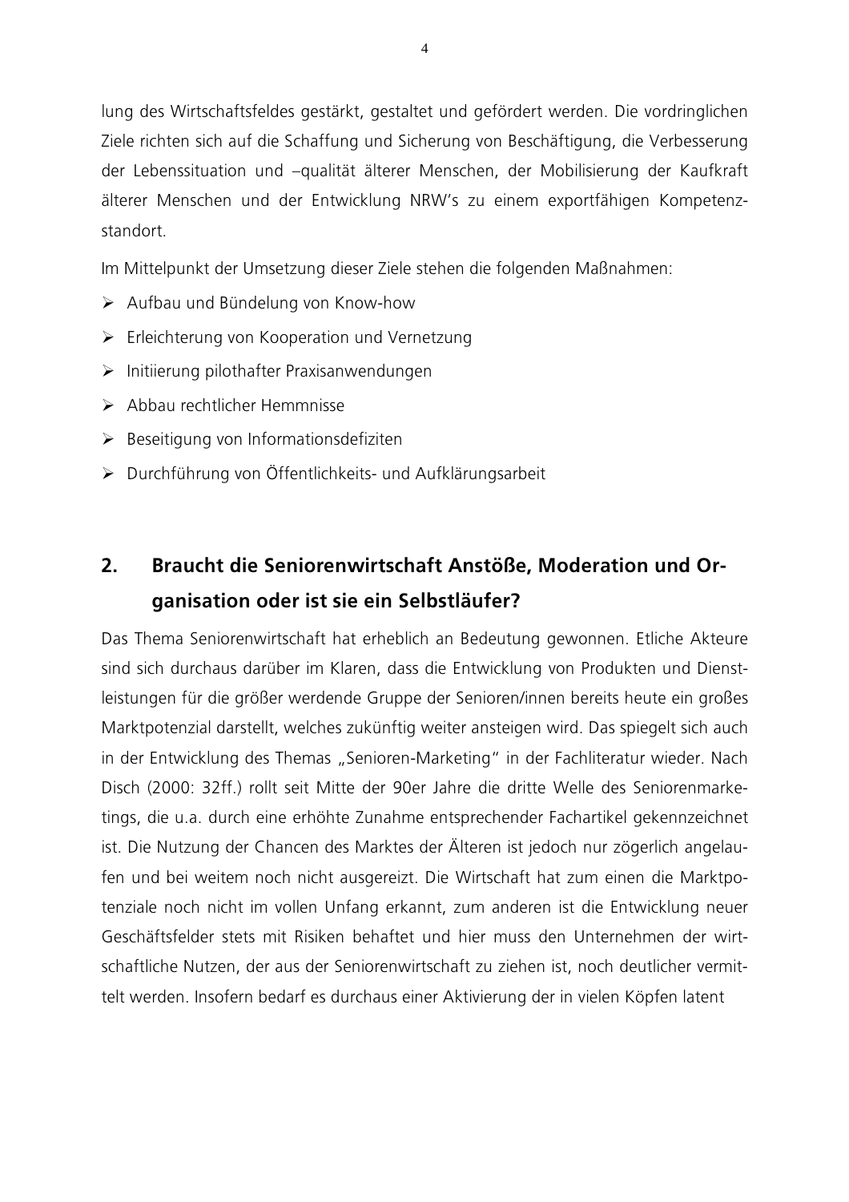lung des Wirtschaftsfeldes gestärkt, gestaltet und gefördert werden. Die vordringlichen Ziele richten sich auf die Schaffung und Sicherung von Beschäftigung, die Verbesserung der Lebenssituation und –qualität älterer Menschen, der Mobilisierung der Kaufkraft älterer Menschen und der Entwicklung NRW's zu einem exportfähigen Kompetenzstandort.

Im Mittelpunkt der Umsetzung dieser Ziele stehen die folgenden Maßnahmen:

- Aufbau und Bündelung von Know-how
- Erleichterung von Kooperation und Vernetzung
- Initiierung pilothafter Praxisanwendungen
- Abbau rechtlicher Hemmnisse
- Beseitigung von Informationsdefiziten
- Durchführung von Öffentlichkeits- und Aufklärungsarbeit

## 2. Braucht die Seniorenwirtschaft Anstöße, Moderation und Organisation oder ist sie ein Selbstläufer?

Das Thema Seniorenwirtschaft hat erheblich an Bedeutung gewonnen. Etliche Akteure sind sich durchaus darüber im Klaren, dass die Entwicklung von Produkten und Dienstleistungen für die größer werdende Gruppe der Senioren/innen bereits heute ein großes Marktpotenzial darstellt, welches zukünftig weiter ansteigen wird. Das spiegelt sich auch in der Entwicklung des Themas „Senioren-Marketing" in der Fachliteratur wieder. Nach Disch (2000: 32ff.) rollt seit Mitte der 90er Jahre die dritte Welle des Seniorenmarketings, die u.a. durch eine erhöhte Zunahme entsprechender Fachartikel gekennzeichnet ist. Die Nutzung der Chancen des Marktes der Älteren ist jedoch nur zögerlich angelaufen und bei weitem noch nicht ausgereizt. Die Wirtschaft hat zum einen die Marktpotenziale noch nicht im vollen Unfang erkannt, zum anderen ist die Entwicklung neuer Geschäftsfelder stets mit Risiken behaftet und hier muss den Unternehmen der wirtschaftliche Nutzen, der aus der Seniorenwirtschaft zu ziehen ist, noch deutlicher vermittelt werden. Insofern bedarf es durchaus einer Aktivierung der in vielen Köpfen latent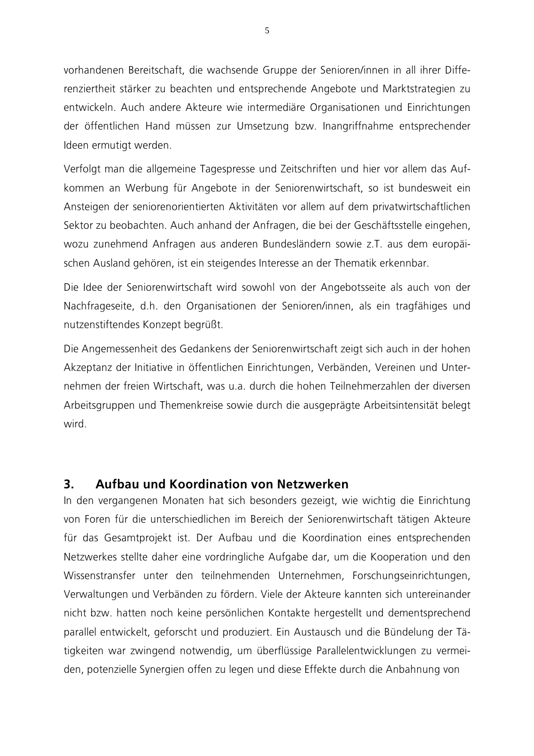vorhandenen Bereitschaft, die wachsende Gruppe der Senioren/innen in all ihrer Differenziertheit stärker zu beachten und entsprechende Angebote und Marktstrategien zu entwickeln. Auch andere Akteure wie intermediäre Organisationen und Einrichtungen der öffentlichen Hand müssen zur Umsetzung bzw. Inangriffnahme entsprechender Ideen ermutigt werden.

Verfolgt man die allgemeine Tagespresse und Zeitschriften und hier vor allem das Aufkommen an Werbung für Angebote in der Seniorenwirtschaft, so ist bundesweit ein Ansteigen der seniorenorientierten Aktivitäten vor allem auf dem privatwirtschaftlichen Sektor zu beobachten. Auch anhand der Anfragen, die bei der Geschäftsstelle eingehen, wozu zunehmend Anfragen aus anderen Bundesländern sowie z.T. aus dem europäischen Ausland gehören, ist ein steigendes Interesse an der Thematik erkennbar.

Die Idee der Seniorenwirtschaft wird sowohl von der Angebotsseite als auch von der Nachfrageseite, d.h. den Organisationen der Senioren/innen, als ein tragfähiges und nutzenstiftendes Konzept begrüßt.

Die Angemessenheit des Gedankens der Seniorenwirtschaft zeigt sich auch in der hohen Akzeptanz der Initiative in öffentlichen Einrichtungen, Verbänden, Vereinen und Unternehmen der freien Wirtschaft, was u.a. durch die hohen Teilnehmerzahlen der diversen Arbeitsgruppen und Themenkreise sowie durch die ausgeprägte Arbeitsintensität belegt wird.

## 3. Aufbau und Koordination von Netzwerken

In den vergangenen Monaten hat sich besonders gezeigt, wie wichtig die Einrichtung von Foren für die unterschiedlichen im Bereich der Seniorenwirtschaft tätigen Akteure für das Gesamtprojekt ist. Der Aufbau und die Koordination eines entsprechenden Netzwerkes stellte daher eine vordringliche Aufgabe dar, um die Kooperation und den Wissenstransfer unter den teilnehmenden Unternehmen, Forschungseinrichtungen, Verwaltungen und Verbänden zu fördern. Viele der Akteure kannten sich untereinander nicht bzw. hatten noch keine persönlichen Kontakte hergestellt und dementsprechend parallel entwickelt, geforscht und produziert. Ein Austausch und die Bündelung der Tätigkeiten war zwingend notwendig, um überflüssige Parallelentwicklungen zu vermeiden, potenzielle Synergien offen zu legen und diese Effekte durch die Anbahnung von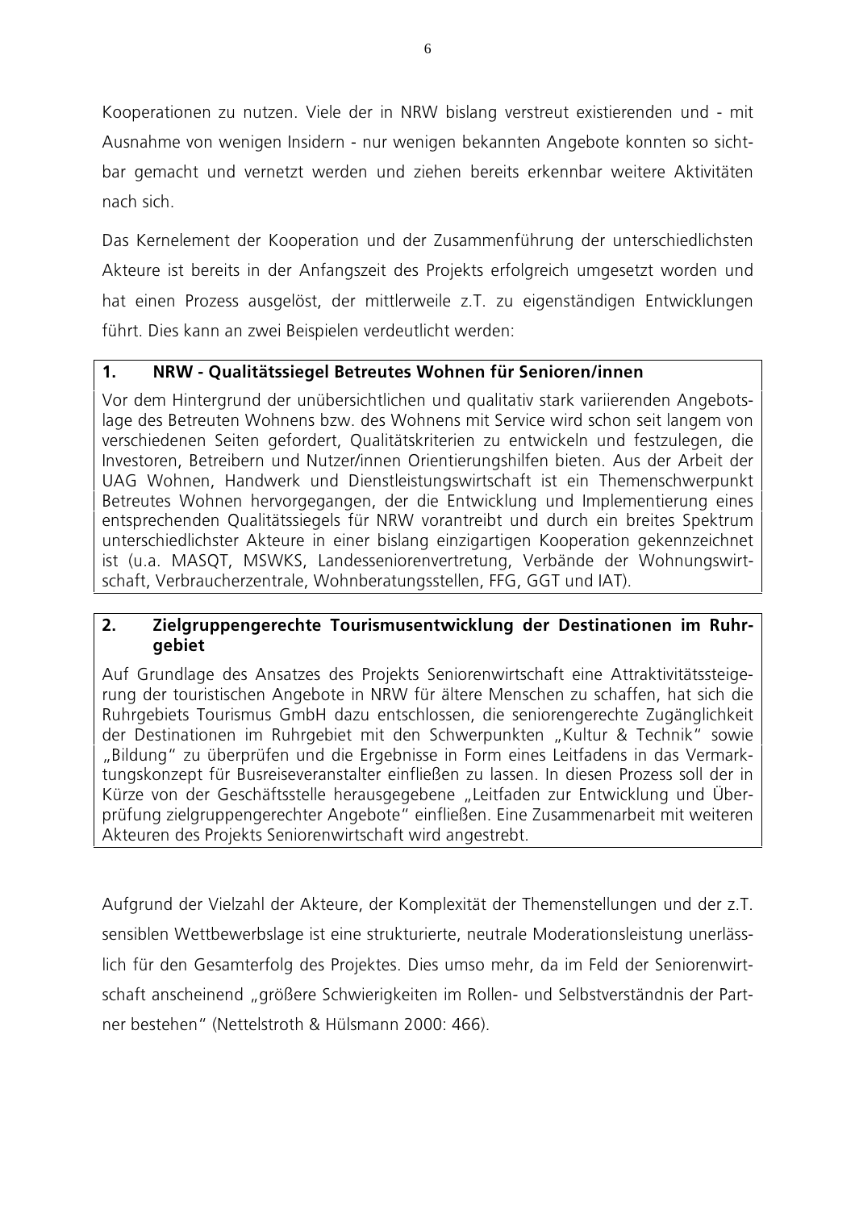Kooperationen zu nutzen. Viele der in NRW bislang verstreut existierenden und - mit Ausnahme von wenigen Insidern - nur wenigen bekannten Angebote konnten so sichtbar gemacht und vernetzt werden und ziehen bereits erkennbar weitere Aktivitäten nach sich.

Das Kernelement der Kooperation und der Zusammenführung der unterschiedlichsten Akteure ist bereits in der Anfangszeit des Projekts erfolgreich umgesetzt worden und hat einen Prozess ausgelöst, der mittlerweile z.T. zu eigenständigen Entwicklungen führt. Dies kann an zwei Beispielen verdeutlicht werden:

**1. NRW - Qualitätssiegel Betreutes Wohnen für Senioren/innen**

Vor dem Hintergrund der unübersichtlichen und qualitativ stark variierenden Angebotslage des Betreuten Wohnens bzw. des Wohnens mit Service wird schon seit langem von verschiedenen Seiten gefordert, Qualitätskriterien zu entwickeln und festzulegen, die Investoren, Betreibern und Nutzer/innen Orientierungshilfen bieten. Aus der Arbeit der UAG Wohnen, Handwerk und Dienstleistungswirtschaft ist ein Themenschwerpunkt Betreutes Wohnen hervorgegangen, der die Entwicklung und Implementierung eines entsprechenden Qualitätssiegels für NRW vorantreibt und durch ein breites Spektrum unterschiedlichster Akteure in einer bislang einzigartigen Kooperation gekennzeichnet ist (u.a. MASQT, MSWKS, Landesseniorenvertretung, Verbände der Wohnungswirtschaft, Verbraucherzentrale, Wohnberatungsstellen, FFG, GGT und IAT).

**2. Zielgruppengerechte Tourismusentwicklung der Destinationen im Ruhrgebiet**

Auf Grundlage des Ansatzes des Projekts Seniorenwirtschaft eine Attraktivitätssteigerung der touristischen Angebote in NRW für ältere Menschen zu schaffen, hat sich die Ruhrgebiets Tourismus GmbH dazu entschlossen, die seniorengerechte Zugänglichkeit der Destinationen im Ruhrgebiet mit den Schwerpunkten „Kultur & Technik" sowie „Bildung" zu überprüfen und die Ergebnisse in Form eines Leitfadens in das Vermarktungskonzept für Busreiseveranstalter einfließen zu lassen. In diesen Prozess soll der in Kürze von der Geschäftsstelle herausgegebene „Leitfaden zur Entwicklung und Überprüfung zielgruppengerechter Angebote" einfließen. Eine Zusammenarbeit mit weiteren Akteuren des Projekts Seniorenwirtschaft wird angestrebt.

Aufgrund der Vielzahl der Akteure, der Komplexität der Themenstellungen und der z.T. sensiblen Wettbewerbslage ist eine strukturierte, neutrale Moderationsleistung unerlässlich für den Gesamterfolg des Projektes. Dies umso mehr, da im Feld der Seniorenwirtschaft anscheinend „größere Schwierigkeiten im Rollen- und Selbstverständnis der Partner bestehen" (Nettelstroth & Hülsmann 2000: 466).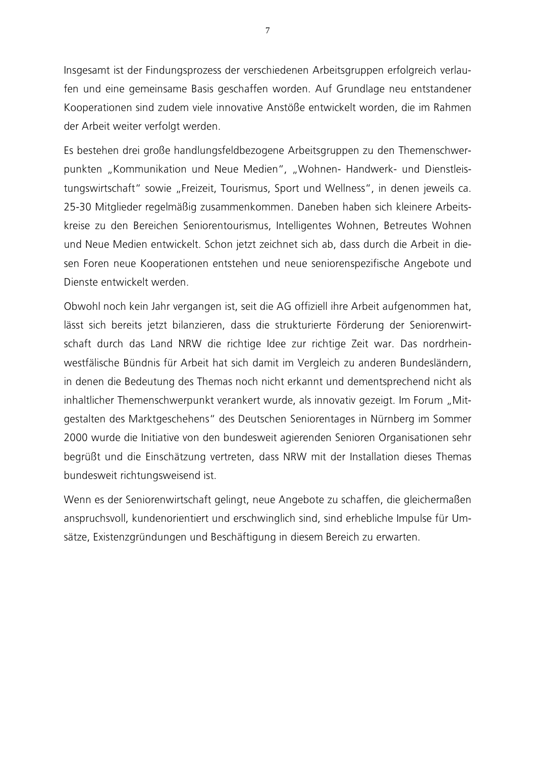Insgesamt ist der Findungsprozess der verschiedenen Arbeitsgruppen erfolgreich verlaufen und eine gemeinsame Basis geschaffen worden. Auf Grundlage neu entstandener Kooperationen sind zudem viele innovative Anstöße entwickelt worden, die im Rahmen der Arbeit weiter verfolgt werden.

Es bestehen drei große handlungsfeldbezogene Arbeitsgruppen zu den Themenschwerpunkten „Kommunikation und Neue Medien", „Wohnen- Handwerk- und Dienstleistungswirtschaft" sowie „Freizeit, Tourismus, Sport und Wellness", in denen jeweils ca. 25-30 Mitglieder regelmäßig zusammenkommen. Daneben haben sich kleinere Arbeitskreise zu den Bereichen Seniorentourismus, Intelligentes Wohnen, Betreutes Wohnen und Neue Medien entwickelt. Schon jetzt zeichnet sich ab, dass durch die Arbeit in diesen Foren neue Kooperationen entstehen und neue seniorenspezifische Angebote und Dienste entwickelt werden.

Obwohl noch kein Jahr vergangen ist, seit die AG offiziell ihre Arbeit aufgenommen hat, lässt sich bereits jetzt bilanzieren, dass die strukturierte Förderung der Seniorenwirtschaft durch das Land NRW die richtige Idee zur richtige Zeit war. Das nordrhein-westfälische Bündnis für Arbeit hat sich damit im Vergleich zu anderen Bundesländern, in denen die Bedeutung des Themas noch nicht erkannt und dementsprechend nicht als inhaltlicher Themenschwerpunkt verankert wurde, als innovativ gezeigt. Im Forum „Mitgestalten des Marktgeschehens" des Deutschen Seniorentages in Nürnberg im Sommer 2000 wurde die Initiative von den bundesweit agierenden Senioren Organisationen sehr begrüßt und die Einschätzung vertreten, dass NRW mit der Installation dieses Themas bundesweit richtungsweisend ist.

Wenn es der Seniorenwirtschaft gelingt, neue Angebote zu schaffen, die gleichermaßen anspruchsvoll, kundenorientiert und erschwinglich sind, sind erhebliche Impulse für Umsätze, Existenzgründungen und Beschäftigung in diesem Bereich zu erwarten.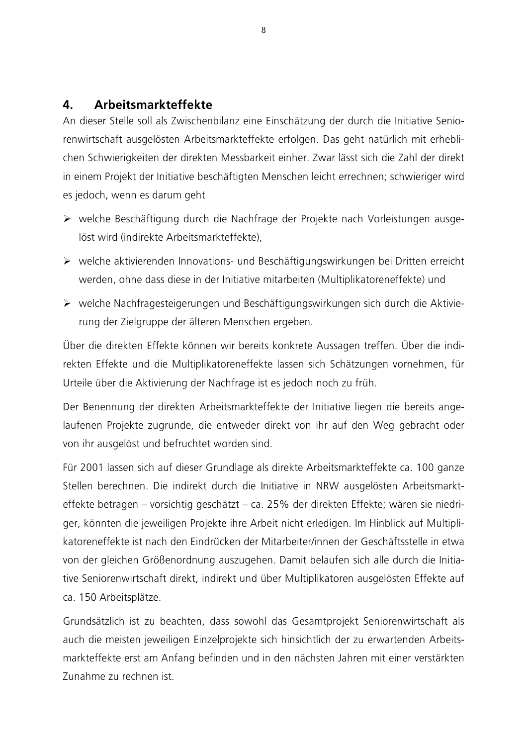## 4. Arbeitsmarkteffekte

An dieser Stelle soll als Zwischenbilanz eine Einschätzung der durch die Initiative Seniorenwirtschaft ausgelösten Arbeitsmarkteffekte erfolgen. Das geht natürlich mit erheblichen Schwierigkeiten der direkten Messbarkeit einher. Zwar lässt sich die Zahl der direkt in einem Projekt der Initiative beschäftigten Menschen leicht errechnen; schwieriger wird es jedoch, wenn es darum geht

- welche Beschäftigung durch die Nachfrage der Projekte nach Vorleistungen ausgelöst wird (indirekte Arbeitsmarkteffekte),
- welche aktivierenden Innovations- und Beschäftigungswirkungen bei Dritten erreicht werden, ohne dass diese in der Initiative mitarbeiten (Multiplikatoreneffekte) und
- welche Nachfragesteigerungen und Beschäftigungswirkungen sich durch die Aktivierung der Zielgruppe der älteren Menschen ergeben.

Über die direkten Effekte können wir bereits konkrete Aussagen treffen. Über die indirekten Effekte und die Multiplikatoreneffekte lassen sich Schätzungen vornehmen, für Urteile über die Aktivierung der Nachfrage ist es jedoch noch zu früh.

Der Benennung der direkten Arbeitsmarkteffekte der Initiative liegen die bereits angelaufenen Projekte zugrunde, die entweder direkt von ihr auf den Weg gebracht oder von ihr ausgelöst und befruchtet worden sind.

Für 2001 lassen sich auf dieser Grundlage als direkte Arbeitsmarkteffekte ca. 100 ganze Stellen berechnen. Die indirekt durch die Initiative in NRW ausgelösten Arbeitsmarkteffekte betragen – vorsichtig geschätzt – ca. 25% der direkten Effekte; wären sie niedriger, könnten die jeweiligen Projekte ihre Arbeit nicht erledigen. Im Hinblick auf Multiplikatoreneffekte ist nach den Eindrücken der Mitarbeiter/innen der Geschäftsstelle in etwa von der gleichen Größenordnung auszugehen. Damit belaufen sich alle durch die Initiative Seniorenwirtschaft direkt, indirekt und über Multiplikatoren ausgelösten Effekte auf ca. 150 Arbeitsplätze.

Grundsätzlich ist zu beachten, dass sowohl das Gesamtprojekt Seniorenwirtschaft als auch die meisten jeweiligen Einzelprojekte sich hinsichtlich der zu erwartenden Arbeitsmarkteffekte erst am Anfang befinden und in den nächsten Jahren mit einer verstärkten Zunahme zu rechnen ist.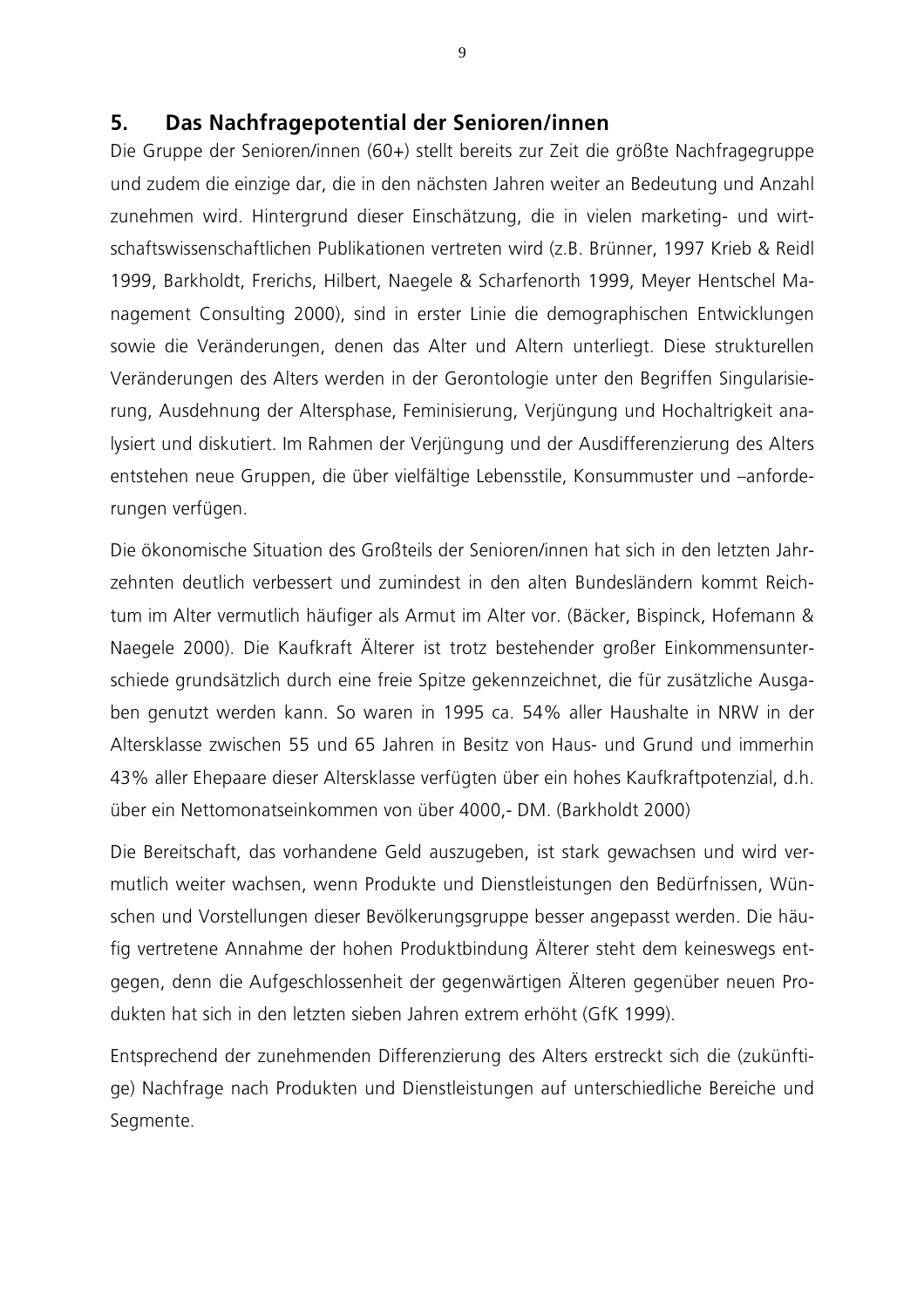## 5. Das Nachfragepotential der Senioren/innen

Die Gruppe der Senioren/innen (60+) stellt bereits zur Zeit die größte Nachfragegruppe und zudem die einzige dar, die in den nächsten Jahren weiter an Bedeutung und Anzahl zunehmen wird. Hintergrund dieser Einschätzung, die in vielen marketing- und wirtschaftswissenschaftlichen Publikationen vertreten wird (z.B. Brünner, 1997 Krieb & Reidl 1999, Barkholdt, Frerichs, Hilbert, Naegele & Scharfenorth 1999, Meyer Hentschel Management Consulting 2000), sind in erster Linie die demographischen Entwicklungen sowie die Veränderungen, denen das Alter und Altern unterliegt. Diese strukturellen Veränderungen des Alters werden in der Gerontologie unter den Begriffen Singularisierung, Ausdehnung der Altersphase, Feminisierung, Verjüngung und Hochaltrigkeit analysiert und diskutiert. Im Rahmen der Verjüngung und der Ausdifferenzierung des Alters entstehen neue Gruppen, die über vielfältige Lebensstile, Konsummuster und –anforderungen verfügen.

Die ökonomische Situation des Großteils der Senioren/innen hat sich in den letzten Jahrzehnten deutlich verbessert und zumindest in den alten Bundesländern kommt Reichtum im Alter vermutlich häufiger als Armut im Alter vor. (Bäcker, Bispinck, Hofemann & Naegele 2000). Die Kaufkraft Älterer ist trotz bestehender großer Einkommensunterschiede grundsätzlich durch eine freie Spitze gekennzeichnet, die für zusätzliche Ausgaben genutzt werden kann. So waren in 1995 ca. 54% aller Haushalte in NRW in der Altersklasse zwischen 55 und 65 Jahren in Besitz von Haus- und Grund und immerhin 43% aller Ehepaare dieser Altersklasse verfügten über ein hohes Kaufkraftpotenzial, d.h. über ein Nettomonatseinkommen von über 4000,- DM. (Barkholdt 2000)

Die Bereitschaft, das vorhandene Geld auszugeben, ist stark gewachsen und wird vermutlich weiter wachsen, wenn Produkte und Dienstleistungen den Bedürfnissen, Wünschen und Vorstellungen dieser Bevölkerungsgruppe besser angepasst werden. Die häufig vertretene Annahme der hohen Produktbindung Älterer steht dem keineswegs entgegen, denn die Aufgeschlossenheit der gegenwärtigen Älteren gegenüber neuen Produkten hat sich in den letzten sieben Jahren extrem erhöht (GfK 1999).

Entsprechend der zunehmenden Differenzierung des Alters erstreckt sich die (zukünftige) Nachfrage nach Produkten und Dienstleistungen auf unterschiedliche Bereiche und Segmente.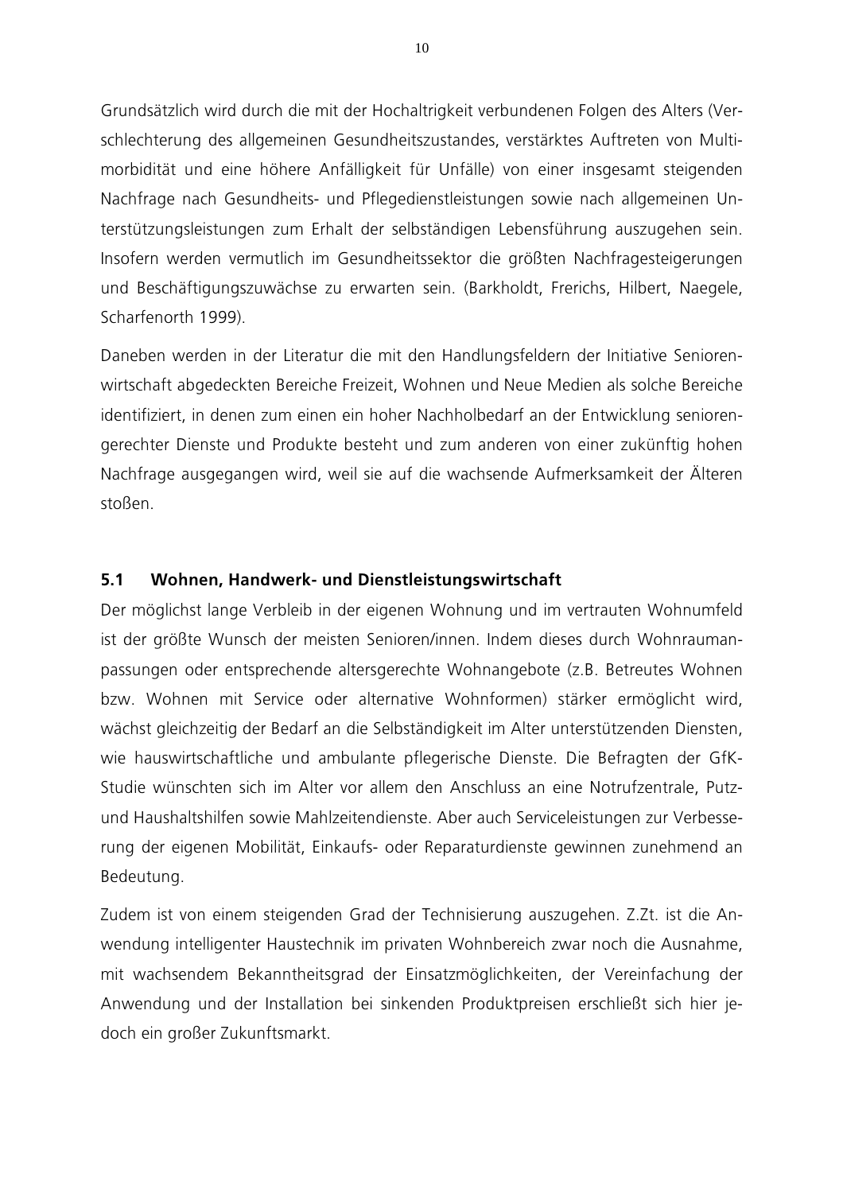Grundsätzlich wird durch die mit der Hochaltrigkeit verbundenen Folgen des Alters (Verschlechterung des allgemeinen Gesundheitszustandes, verstärktes Auftreten von Multimorbidität und eine höhere Anfälligkeit für Unfälle) von einer insgesamt steigenden Nachfrage nach Gesundheits- und Pflegedienstleistungen sowie nach allgemeinen Unterstützungsleistungen zum Erhalt der selbständigen Lebensführung auszugehen sein. Insofern werden vermutlich im Gesundheitssektor die größten Nachfragesteigerungen und Beschäftigungszuwächse zu erwarten sein. (Barkholdt, Frerichs, Hilbert, Naegele, Scharfenorth 1999).

Daneben werden in der Literatur die mit den Handlungsfeldern der Initiative Seniorenwirtschaft abgedeckten Bereiche Freizeit, Wohnen und Neue Medien als solche Bereiche identifiziert, in denen zum einen ein hoher Nachholbedarf an der Entwicklung seniorengerechter Dienste und Produkte besteht und zum anderen von einer zukünftig hohen Nachfrage ausgegangen wird, weil sie auf die wachsende Aufmerksamkeit der Älteren stoßen.

## 5.1 Wohnen, Handwerk- und Dienstleistungswirtschaft

Der möglichst lange Verbleib in der eigenen Wohnung und im vertrauten Wohnumfeld ist der größte Wunsch der meisten Senioren/innen. Indem dieses durch Wohnraumanpassungen oder entsprechende altersgerechte Wohnangebote (z.B. Betreutes Wohnen bzw. Wohnen mit Service oder alternative Wohnformen) stärker ermöglicht wird, wächst gleichzeitig der Bedarf an die Selbständigkeit im Alter unterstützenden Diensten, wie hauswirtschaftliche und ambulante pflegerische Dienste. Die Befragten der GfK-Studie wünschten sich im Alter vor allem den Anschluss an eine Notrufzentrale, Putz- und Haushaltshilfen sowie Mahlzeitendienste. Aber auch Serviceleistungen zur Verbesserung der eigenen Mobilität, Einkaufs- oder Reparaturdienste gewinnen zunehmend an Bedeutung.

Zudem ist von einem steigenden Grad der Technisierung auszugehen. Z.Zt. ist die Anwendung intelligenter Haustechnik im privaten Wohnbereich zwar noch die Ausnahme, mit wachsendem Bekanntheitsgrad der Einsatzmöglichkeiten, der Vereinfachung der Anwendung und der Installation bei sinkenden Produktpreisen erschließt sich hier jedoch ein großer Zukunftsmarkt.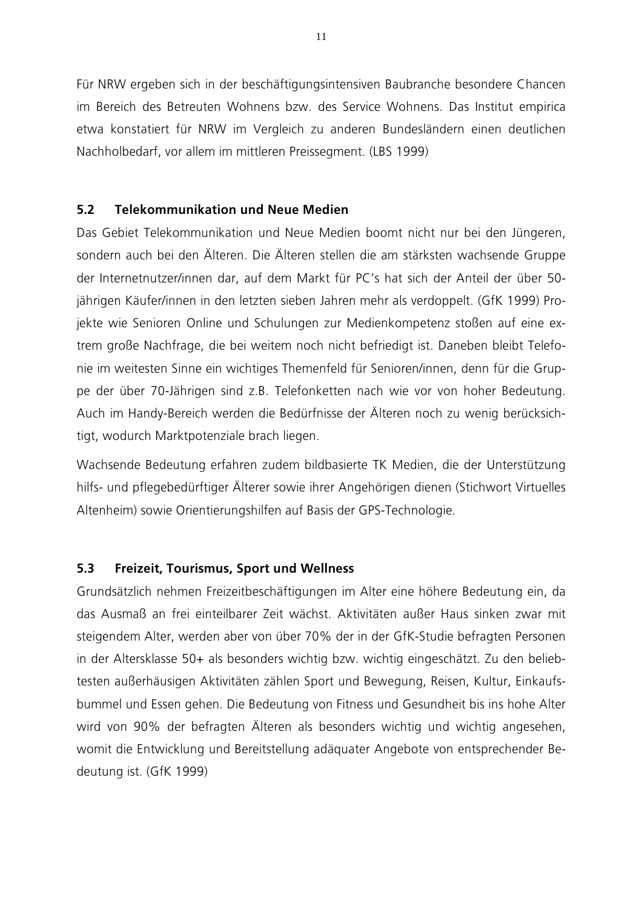Für NRW ergeben sich in der beschäftigungsintensiven Baubranche besondere Chancen im Bereich des Betreuten Wohnens bzw. des Service Wohnens. Das Institut empirica etwa konstatiert für NRW im Vergleich zu anderen Bundesländern einen deutlichen Nachholbedarf, vor allem im mittleren Preissegment. (LBS 1999)

## 5.2 Telekommunikation und Neue Medien

Das Gebiet Telekommunikation und Neue Medien boomt nicht nur bei den Jüngeren, sondern auch bei den Älteren. Die Älteren stellen die am stärksten wachsende Gruppe der Internetnutzer/innen dar, auf dem Markt für PC's hat sich der Anteil der über 50-jährigen Käufer/innen in den letzten sieben Jahren mehr als verdoppelt. (GfK 1999) Projekte wie Senioren Online und Schulungen zur Medienkompetenz stoßen auf eine extrem große Nachfrage, die bei weitem noch nicht befriedigt ist. Daneben bleibt Telefonie im weitesten Sinne ein wichtiges Themenfeld für Senioren/innen, denn für die Gruppe der über 70-Jährigen sind z.B. Telefonketten nach wie vor von hoher Bedeutung. Auch im Handy-Bereich werden die Bedürfnisse der Älteren noch zu wenig berücksichtigt, wodurch Marktpotenziale brach liegen.

Wachsende Bedeutung erfahren zudem bildbasierte TK Medien, die der Unterstützung hilfs- und pflegebedürftiger Älterer sowie ihrer Angehörigen dienen (Stichwort Virtuelles Altenheim) sowie Orientierungshilfen auf Basis der GPS-Technologie.

## 5.3 Freizeit, Tourismus, Sport und Wellness

Grundsätzlich nehmen Freizeitbeschäftigungen im Alter eine höhere Bedeutung ein, da das Ausmaß an frei einteilbarer Zeit wächst. Aktivitäten außer Haus sinken zwar mit steigendem Alter, werden aber von über 70% der in der GfK-Studie befragten Personen in der Altersklasse 50+ als besonders wichtig bzw. wichtig eingeschätzt. Zu den beliebtesten außerhäusigen Aktivitäten zählen Sport und Bewegung, Reisen, Kultur, Einkaufsbummel und Essen gehen. Die Bedeutung von Fitness und Gesundheit bis ins hohe Alter wird von 90% der befragten Älteren als besonders wichtig und wichtig angesehen, womit die Entwicklung und Bereitstellung adäquater Angebote von entsprechender Bedeutung ist. (GfK 1999)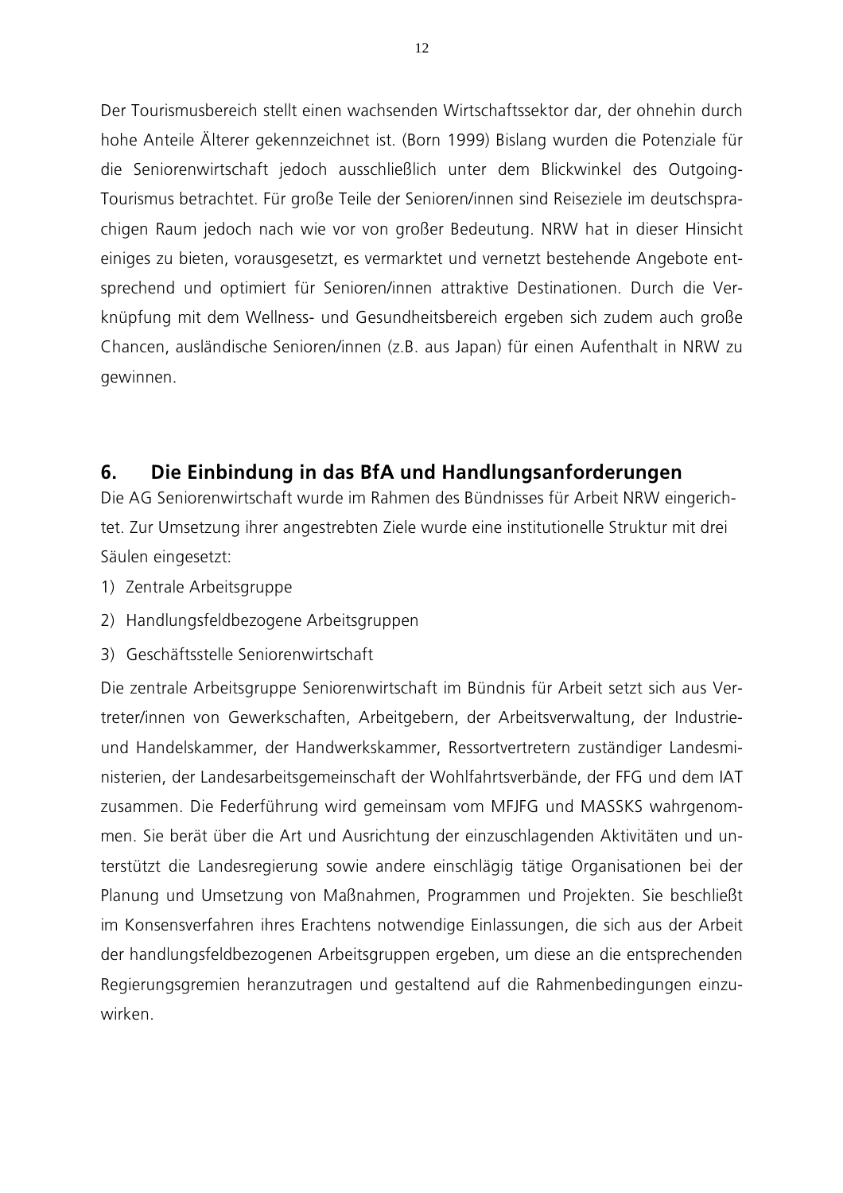Der Tourismusbereich stellt einen wachsenden Wirtschaftssektor dar, der ohnehin durch hohe Anteile Älterer gekennzeichnet ist. (Born 1999) Bislang wurden die Potenziale für die Seniorenwirtschaft jedoch ausschließlich unter dem Blickwinkel des Outgoing-Tourismus betrachtet. Für große Teile der Senioren/innen sind Reiseziele im deutschsprachigen Raum jedoch nach wie vor von großer Bedeutung. NRW hat in dieser Hinsicht einiges zu bieten, vorausgesetzt, es vermarktet und vernetzt bestehende Angebote entsprechend und optimiert für Senioren/innen attraktive Destinationen. Durch die Verknüpfung mit dem Wellness- und Gesundheitsbereich ergeben sich zudem auch große Chancen, ausländische Senioren/innen (z.B. aus Japan) für einen Aufenthalt in NRW zu gewinnen.

## 6. Die Einbindung in das BfA und Handlungsanforderungen

Die AG Seniorenwirtschaft wurde im Rahmen des Bündnisses für Arbeit NRW eingerichtet. Zur Umsetzung ihrer angestrebten Ziele wurde eine institutionelle Struktur mit drei Säulen eingesetzt:

1) Zentrale Arbeitsgruppe
2) Handlungsfeldbezogene Arbeitsgruppen
3) Geschäftsstelle Seniorenwirtschaft

Die zentrale Arbeitsgruppe Seniorenwirtschaft im Bündnis für Arbeit setzt sich aus Vertreter/innen von Gewerkschaften, Arbeitgebern, der Arbeitsverwaltung, der Industrie- und Handelskammer, der Handwerkskammer, Ressortvertretern zuständiger Landesministerien, der Landesarbeitsgemeinschaft der Wohlfahrtsverbände, der FFG und dem IAT zusammen. Die Federführung wird gemeinsam vom MFJFG und MASSKS wahrgenommen. Sie berät über die Art und Ausrichtung der einzuschlagenden Aktivitäten und unterstützt die Landesregierung sowie andere einschlägig tätige Organisationen bei der Planung und Umsetzung von Maßnahmen, Programmen und Projekten. Sie beschließt im Konsensverfahren ihres Erachtens notwendige Einlassungen, die sich aus der Arbeit der handlungsfeldbezogenen Arbeitsgruppen ergeben, um diese an die entsprechenden Regierungsgremien heranzutragen und gestaltend auf die Rahmenbedingungen einzuwirken.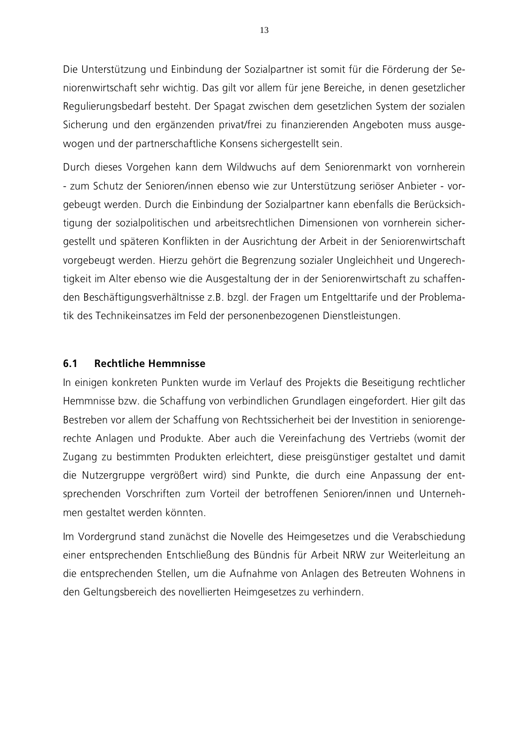Die Unterstützung und Einbindung der Sozialpartner ist somit für die Förderung der Seniorenwirtschaft sehr wichtig. Das gilt vor allem für jene Bereiche, in denen gesetzlicher Regulierungsbedarf besteht. Der Spagat zwischen dem gesetzlichen System der sozialen Sicherung und den ergänzenden privat/frei zu finanzierenden Angeboten muss ausgewogen und der partnerschaftliche Konsens sichergestellt sein.

Durch dieses Vorgehen kann dem Wildwuchs auf dem Seniorenmarkt von vornherein - zum Schutz der Senioren/innen ebenso wie zur Unterstützung seriöser Anbieter - vorgebeugt werden. Durch die Einbindung der Sozialpartner kann ebenfalls die Berücksichtigung der sozialpolitischen und arbeitsrechtlichen Dimensionen von vornherein sichergestellt und späteren Konflikten in der Ausrichtung der Arbeit in der Seniorenwirtschaft vorgebeugt werden. Hierzu gehört die Begrenzung sozialer Ungleichheit und Ungerechtigkeit im Alter ebenso wie die Ausgestaltung der in der Seniorenwirtschaft zu schaffenden Beschäftigungsverhältnisse z.B. bzgl. der Fragen um Entgelttarife und der Problematik des Technikeinsatzes im Feld der personenbezogenen Dienstleistungen.

## 6.1 Rechtliche Hemmnisse

In einigen konkreten Punkten wurde im Verlauf des Projekts die Beseitigung rechtlicher Hemmnisse bzw. die Schaffung von verbindlichen Grundlagen eingefordert. Hier gilt das Bestreben vor allem der Schaffung von Rechtssicherheit bei der Investition in seniorengerechte Anlagen und Produkte. Aber auch die Vereinfachung des Vertriebs (womit der Zugang zu bestimmten Produkten erleichtert, diese preisgünstiger gestaltet und damit die Nutzergruppe vergrößert wird) sind Punkte, die durch eine Anpassung der entsprechenden Vorschriften zum Vorteil der betroffenen Senioren/innen und Unternehmen gestaltet werden könnten.

Im Vordergrund stand zunächst die Novelle des Heimgesetzes und die Verabschiedung einer entsprechenden Entschließung des Bündnis für Arbeit NRW zur Weiterleitung an die entsprechenden Stellen, um die Aufnahme von Anlagen des Betreuten Wohnens in den Geltungsbereich des novellierten Heimgesetzes zu verhindern.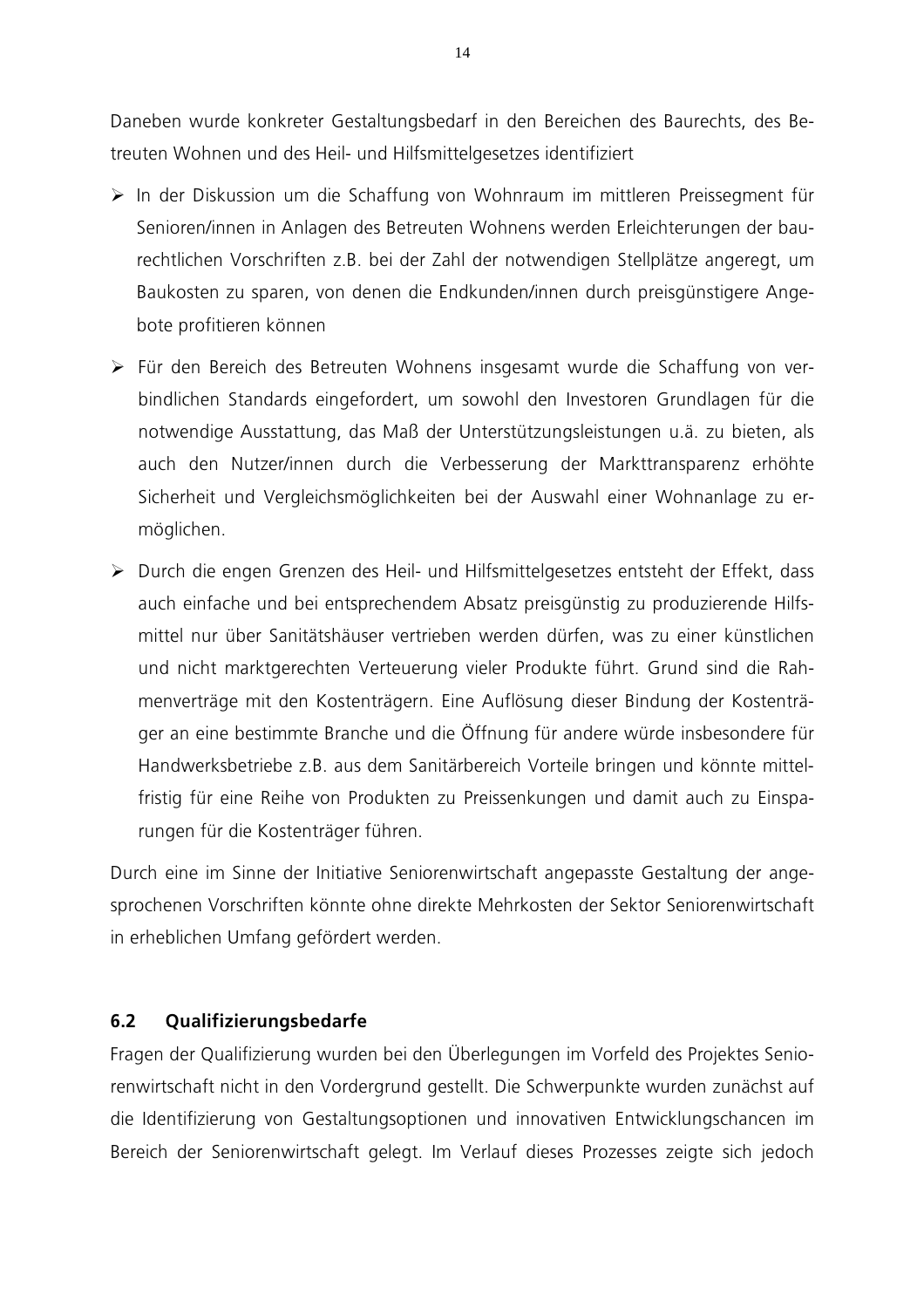Daneben wurde konkreter Gestaltungsbedarf in den Bereichen des Baurechts, des Betreuten Wohnen und des Heil- und Hilfsmittelgesetzes identifiziert

- In der Diskussion um die Schaffung von Wohnraum im mittleren Preissegment für Senioren/innen in Anlagen des Betreuten Wohnens werden Erleichterungen der baurechtlichen Vorschriften z.B. bei der Zahl der notwendigen Stellplätze angeregt, um Baukosten zu sparen, von denen die Endkunden/innen durch preisgünstigere Angebote profitieren können
- Für den Bereich des Betreuten Wohnens insgesamt wurde die Schaffung von verbindlichen Standards eingefordert, um sowohl den Investoren Grundlagen für die notwendige Ausstattung, das Maß der Unterstützungsleistungen u.ä. zu bieten, als auch den Nutzer/innen durch die Verbesserung der Markttransparenz erhöhte Sicherheit und Vergleichsmöglichkeiten bei der Auswahl einer Wohnanlage zu ermöglichen.
- Durch die engen Grenzen des Heil- und Hilfsmittelgesetzes entsteht der Effekt, dass auch einfache und bei entsprechendem Absatz preisgünstig zu produzierende Hilfsmittel nur über Sanitätshäuser vertrieben werden dürfen, was zu einer künstlichen und nicht marktgerechten Verteuerung vieler Produkte führt. Grund sind die Rahmenverträge mit den Kostenträgern. Eine Auflösung dieser Bindung der Kostenträger an eine bestimmte Branche und die Öffnung für andere würde insbesondere für Handwerksbetriebe z.B. aus dem Sanitärbereich Vorteile bringen und könnte mittelfristig für eine Reihe von Produkten zu Preissenkungen und damit auch zu Einsparungen für die Kostenträger führen.

Durch eine im Sinne der Initiative Seniorenwirtschaft angepasste Gestaltung der angesprochenen Vorschriften könnte ohne direkte Mehrkosten der Sektor Seniorenwirtschaft in erheblichen Umfang gefördert werden.

## 6.2 Qualifizierungsbedarfe

Fragen der Qualifizierung wurden bei den Überlegungen im Vorfeld des Projektes Seniorenwirtschaft nicht in den Vordergrund gestellt. Die Schwerpunkte wurden zunächst auf die Identifizierung von Gestaltungsoptionen und innovativen Entwicklungschancen im Bereich der Seniorenwirtschaft gelegt. Im Verlauf dieses Prozesses zeigte sich jedoch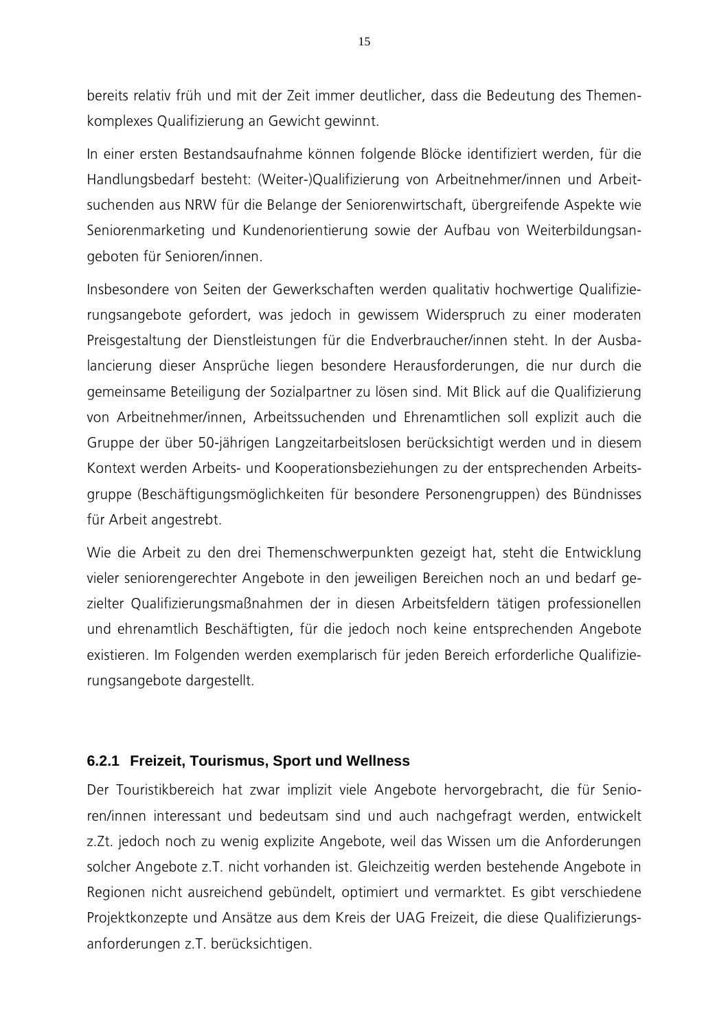bereits relativ früh und mit der Zeit immer deutlicher, dass die Bedeutung des Themenkomplexes Qualifizierung an Gewicht gewinnt.

In einer ersten Bestandsaufnahme können folgende Blöcke identifiziert werden, für die Handlungsbedarf besteht: (Weiter-)Qualifizierung von Arbeitnehmer/innen und Arbeitsuchenden aus NRW für die Belange der Seniorenwirtschaft, übergreifende Aspekte wie Seniorenmarketing und Kundenorientierung sowie der Aufbau von Weiterbildungsangeboten für Senioren/innen.

Insbesondere von Seiten der Gewerkschaften werden qualitativ hochwertige Qualifizierungsangebote gefordert, was jedoch in gewissem Widerspruch zu einer moderaten Preisgestaltung der Dienstleistungen für die Endverbraucher/innen steht. In der Ausbalancierung dieser Ansprüche liegen besondere Herausforderungen, die nur durch die gemeinsame Beteiligung der Sozialpartner zu lösen sind. Mit Blick auf die Qualifizierung von Arbeitnehmer/innen, Arbeitssuchenden und Ehrenamtlichen soll explizit auch die Gruppe der über 50-jährigen Langzeitarbeitslosen berücksichtigt werden und in diesem Kontext werden Arbeits- und Kooperationsbeziehungen zu der entsprechenden Arbeitsgruppe (Beschäftigungsmöglichkeiten für besondere Personengruppen) des Bündnisses für Arbeit angestrebt.

Wie die Arbeit zu den drei Themenschwerpunkten gezeigt hat, steht die Entwicklung vieler seniorengerechter Angebote in den jeweiligen Bereichen noch an und bedarf gezielter Qualifizierungsmaßnahmen der in diesen Arbeitsfeldern tätigen professionellen und ehrenamtlich Beschäftigten, für die jedoch noch keine entsprechenden Angebote existieren. Im Folgenden werden exemplarisch für jeden Bereich erforderliche Qualifizierungsangebote dargestellt.

### 6.2.1 Freizeit, Tourismus, Sport und Wellness

Der Touristikbereich hat zwar implizit viele Angebote hervorgebracht, die für Senioren/innen interessant und bedeutsam sind und auch nachgefragt werden, entwickelt z.Zt. jedoch noch zu wenig explizite Angebote, weil das Wissen um die Anforderungen solcher Angebote z.T. nicht vorhanden ist. Gleichzeitig werden bestehende Angebote in Regionen nicht ausreichend gebündelt, optimiert und vermarktet. Es gibt verschiedene Projektkonzepte und Ansätze aus dem Kreis der UAG Freizeit, die diese Qualifizierungsanforderungen z.T. berücksichtigen.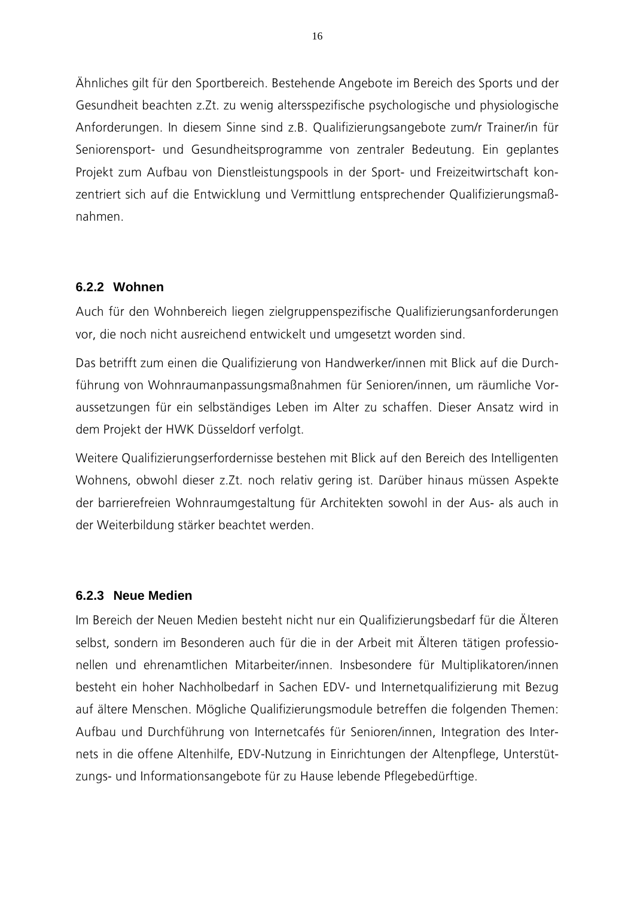Ähnliches gilt für den Sportbereich. Bestehende Angebote im Bereich des Sports und der Gesundheit beachten z.Zt. zu wenig altersspezifische psychologische und physiologische Anforderungen. In diesem Sinne sind z.B. Qualifizierungsangebote zum/r Trainer/in für Seniorensport- und Gesundheitsprogramme von zentraler Bedeutung. Ein geplantes Projekt zum Aufbau von Dienstleistungspools in der Sport- und Freizeitwirtschaft konzentriert sich auf die Entwicklung und Vermittlung entsprechender Qualifizierungsmaßnahmen.

### 6.2.2 Wohnen

Auch für den Wohnbereich liegen zielgruppenspezifische Qualifizierungsanforderungen vor, die noch nicht ausreichend entwickelt und umgesetzt worden sind.

Das betrifft zum einen die Qualifizierung von Handwerker/innen mit Blick auf die Durchführung von Wohnraumanpassungsmaßnahmen für Senioren/innen, um räumliche Voraussetzungen für ein selbständiges Leben im Alter zu schaffen. Dieser Ansatz wird in dem Projekt der HWK Düsseldorf verfolgt.

Weitere Qualifizierungserfordernisse bestehen mit Blick auf den Bereich des Intelligenten Wohnens, obwohl dieser z.Zt. noch relativ gering ist. Darüber hinaus müssen Aspekte der barrierefreien Wohnraumgestaltung für Architekten sowohl in der Aus- als auch in der Weiterbildung stärker beachtet werden.

### 6.2.3 Neue Medien

Im Bereich der Neuen Medien besteht nicht nur ein Qualifizierungsbedarf für die Älteren selbst, sondern im Besonderen auch für die in der Arbeit mit Älteren tätigen professionellen und ehrenamtlichen Mitarbeiter/innen. Insbesondere für Multiplikatoren/innen besteht ein hoher Nachholbedarf in Sachen EDV- und Internetqualifizierung mit Bezug auf ältere Menschen. Mögliche Qualifizierungsmodule betreffen die folgenden Themen: Aufbau und Durchführung von Internetcafés für Senioren/innen, Integration des Internets in die offene Altenhilfe, EDV-Nutzung in Einrichtungen der Altenpflege, Unterstützungs- und Informationsangebote für zu Hause lebende Pflegebedürftige.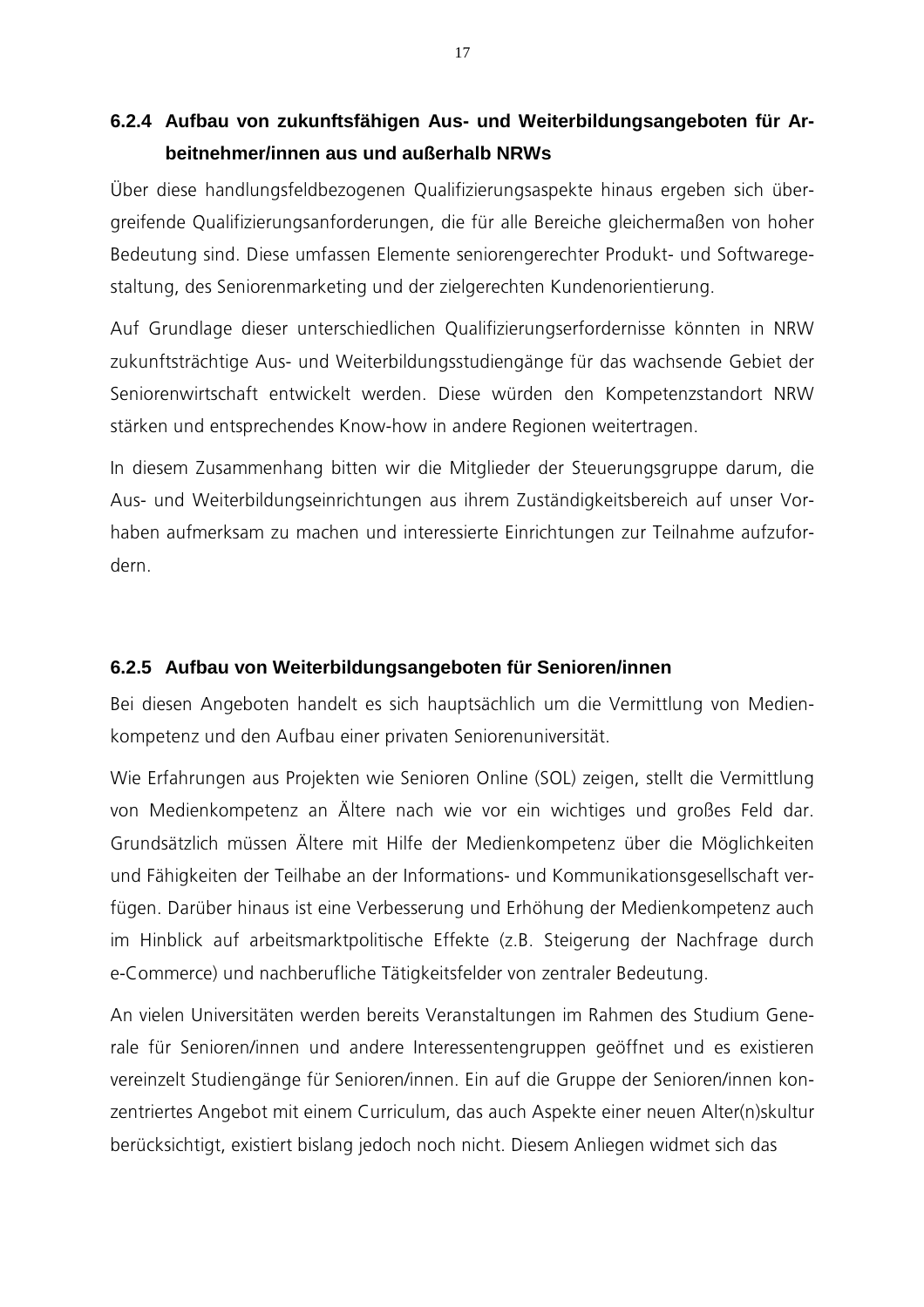#### 6.2.4 Aufbau von zukunftsfähigen Aus- und Weiterbildungsangeboten für Arbeitnehmer/innen aus und außerhalb NRWs

Über diese handlungsfeldbezogenen Qualifizierungsaspekte hinaus ergeben sich übergreifende Qualifizierungsanforderungen, die für alle Bereiche gleichermaßen von hoher Bedeutung sind. Diese umfassen Elemente seniorengerechter Produkt- und Softwaregestaltung, des Seniorenmarketing und der zielgerechten Kundenorientierung.

Auf Grundlage dieser unterschiedlichen Qualifizierungserfordernisse könnten in NRW zukunftsträchtige Aus- und Weiterbildungsstudiengänge für das wachsende Gebiet der Seniorenwirtschaft entwickelt werden. Diese würden den Kompetenzstandort NRW stärken und entsprechendes Know-how in andere Regionen weitertragen.

In diesem Zusammenhang bitten wir die Mitglieder der Steuerungsgruppe darum, die Aus- und Weiterbildungseinrichtungen aus ihrem Zuständigkeitsbereich auf unser Vorhaben aufmerksam zu machen und interessierte Einrichtungen zur Teilnahme aufzufordern.

#### 6.2.5 Aufbau von Weiterbildungsangeboten für Senioren/innen

Bei diesen Angeboten handelt es sich hauptsächlich um die Vermittlung von Medienkompetenz und den Aufbau einer privaten Seniorenuniversität.

Wie Erfahrungen aus Projekten wie Senioren Online (SOL) zeigen, stellt die Vermittlung von Medienkompetenz an Ältere nach wie vor ein wichtiges und großes Feld dar. Grundsätzlich müssen Ältere mit Hilfe der Medienkompetenz über die Möglichkeiten und Fähigkeiten der Teilhabe an der Informations- und Kommunikationsgesellschaft verfügen. Darüber hinaus ist eine Verbesserung und Erhöhung der Medienkompetenz auch im Hinblick auf arbeitsmarktpolitische Effekte (z.B. Steigerung der Nachfrage durch e-Commerce) und nachberufliche Tätigkeitsfelder von zentraler Bedeutung.

An vielen Universitäten werden bereits Veranstaltungen im Rahmen des Studium Generale für Senioren/innen und andere Interessentengruppen geöffnet und es existieren vereinzelt Studiengänge für Senioren/innen. Ein auf die Gruppe der Senioren/innen konzentriertes Angebot mit einem Curriculum, das auch Aspekte einer neuen Alter(n)skultur berücksichtigt, existiert bislang jedoch noch nicht. Diesem Anliegen widmet sich das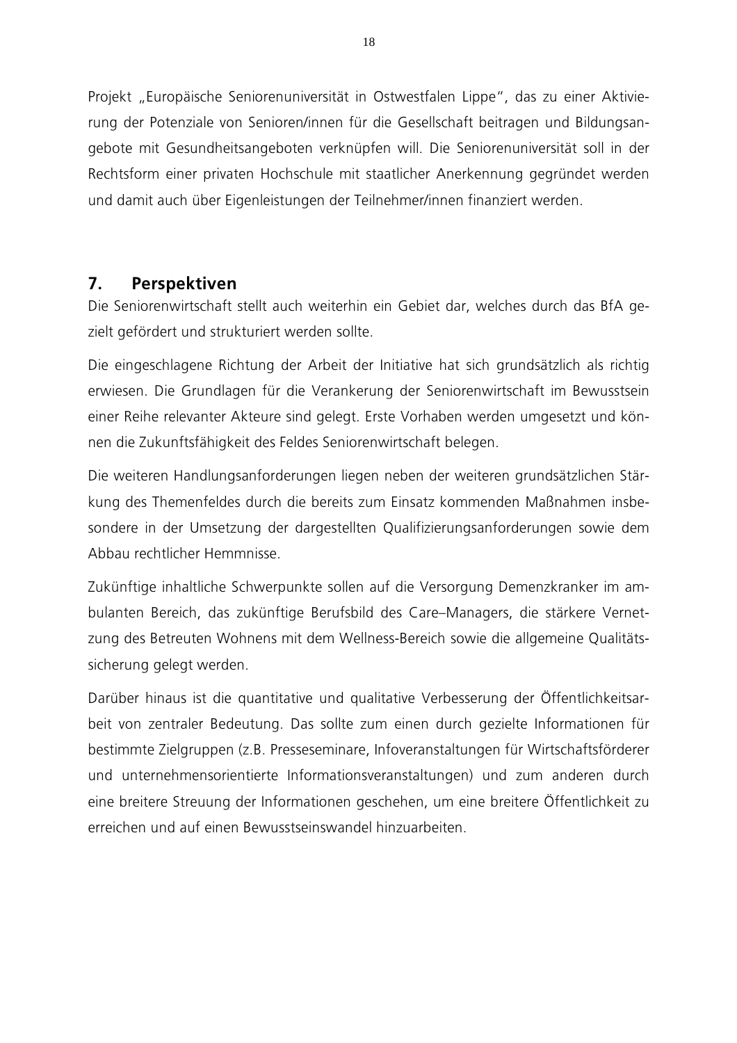Projekt „Europäische Seniorenuniversität in Ostwestfalen Lippe", das zu einer Aktivierung der Potenziale von Senioren/innen für die Gesellschaft beitragen und Bildungsangebote mit Gesundheitsangeboten verknüpfen will. Die Seniorenuniversität soll in der Rechtsform einer privaten Hochschule mit staatlicher Anerkennung gegründet werden und damit auch über Eigenleistungen der Teilnehmer/innen finanziert werden.

## 7. Perspektiven

Die Seniorenwirtschaft stellt auch weiterhin ein Gebiet dar, welches durch das BfA gezielt gefördert und strukturiert werden sollte.

Die eingeschlagene Richtung der Arbeit der Initiative hat sich grundsätzlich als richtig erwiesen. Die Grundlagen für die Verankerung der Seniorenwirtschaft im Bewusstsein einer Reihe relevanter Akteure sind gelegt. Erste Vorhaben werden umgesetzt und können die Zukunftsfähigkeit des Feldes Seniorenwirtschaft belegen.

Die weiteren Handlungsanforderungen liegen neben der weiteren grundsätzlichen Stärkung des Themenfeldes durch die bereits zum Einsatz kommenden Maßnahmen insbesondere in der Umsetzung der dargestellten Qualifizierungsanforderungen sowie dem Abbau rechtlicher Hemmnisse.

Zukünftige inhaltliche Schwerpunkte sollen auf die Versorgung Demenzkranker im ambulanten Bereich, das zukünftige Berufsbild des Care–Managers, die stärkere Vernetzung des Betreuten Wohnens mit dem Wellness-Bereich sowie die allgemeine Qualitätssicherung gelegt werden.

Darüber hinaus ist die quantitative und qualitative Verbesserung der Öffentlichkeitsarbeit von zentraler Bedeutung. Das sollte zum einen durch gezielte Informationen für bestimmte Zielgruppen (z.B. Presseseminare, Infoveranstaltungen für Wirtschaftsförderer und unternehmensorientierte Informationsveranstaltungen) und zum anderen durch eine breitere Streuung der Informationen geschehen, um eine breitere Öffentlichkeit zu erreichen und auf einen Bewusstseinswandel hinzuarbeiten.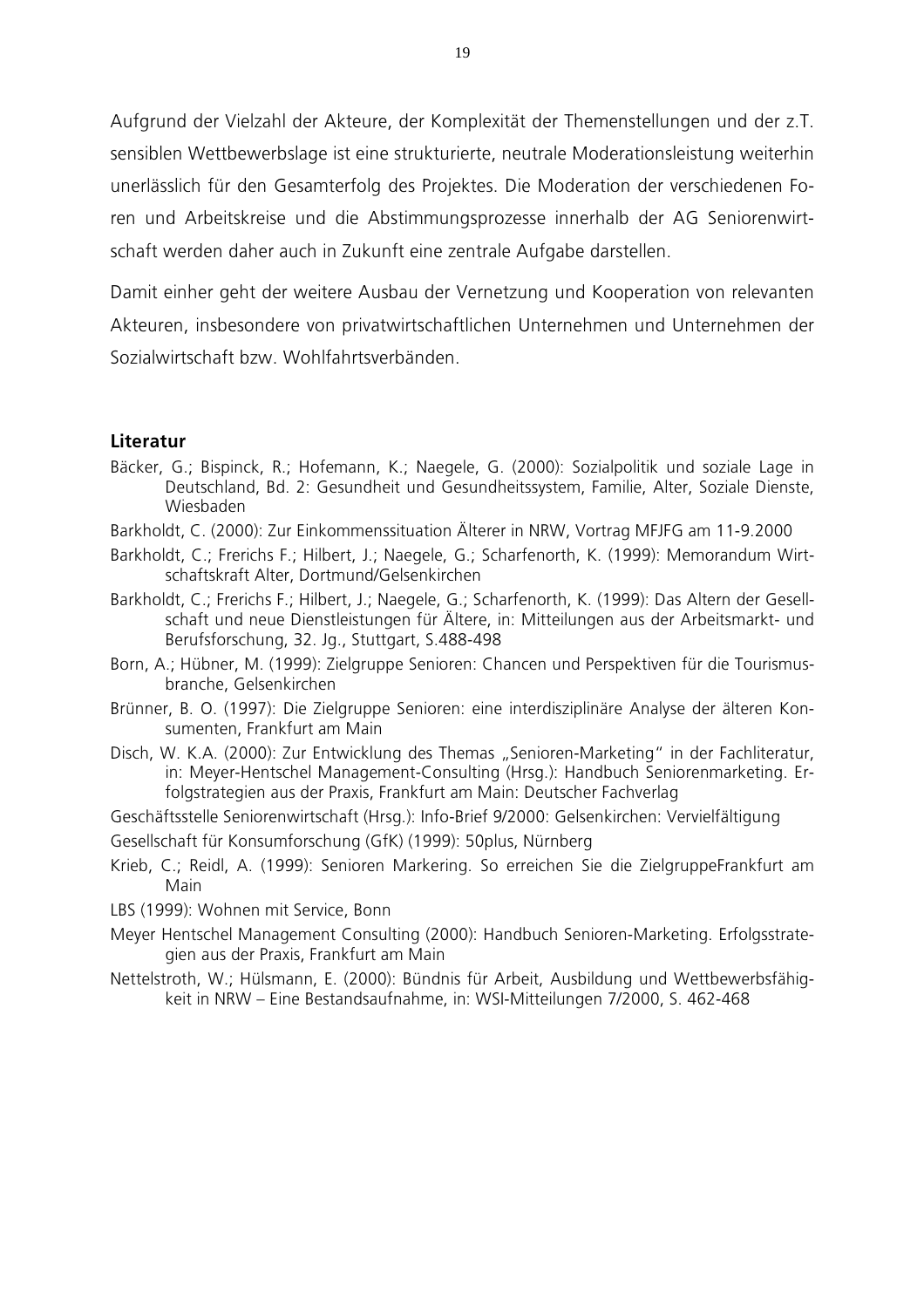Aufgrund der Vielzahl der Akteure, der Komplexität der Themenstellungen und der z.T. sensiblen Wettbewerbslage ist eine strukturierte, neutrale Moderationsleistung weiterhin unerlässlich für den Gesamterfolg des Projektes. Die Moderation der verschiedenen Foren und Arbeitskreise und die Abstimmungsprozesse innerhalb der AG Seniorenwirtschaft werden daher auch in Zukunft eine zentrale Aufgabe darstellen.

Damit einher geht der weitere Ausbau der Vernetzung und Kooperation von relevanten Akteuren, insbesondere von privatwirtschaftlichen Unternehmen und Unternehmen der Sozialwirtschaft bzw. Wohlfahrtsverbänden.

## Literatur

Bäcker, G.; Bispinck, R.; Hofemann, K.; Naegele, G. (2000): Sozialpolitik und soziale Lage in Deutschland, Bd. 2: Gesundheit und Gesundheitssystem, Familie, Alter, Soziale Dienste, Wiesbaden

Barkholdt, C. (2000): Zur Einkommenssituation Älterer in NRW, Vortrag MFJFG am 11-9.2000

Barkholdt, C.; Frerichs F.; Hilbert, J.; Naegele, G.; Scharfenorth, K. (1999): Memorandum Wirtschaftskraft Alter, Dortmund/Gelsenkirchen

Barkholdt, C.; Frerichs F.; Hilbert, J.; Naegele, G.; Scharfenorth, K. (1999): Das Altern der Gesellschaft und neue Dienstleistungen für Ältere, in: Mitteilungen aus der Arbeitsmarkt- und Berufsforschung, 32. Jg., Stuttgart, S.488-498

Born, A.; Hübner, M. (1999): Zielgruppe Senioren: Chancen und Perspektiven für die Tourismusbranche, Gelsenkirchen

Brünner, B. O. (1997): Die Zielgruppe Senioren: eine interdisziplinäre Analyse der älteren Konsumenten, Frankfurt am Main

Disch, W. K.A. (2000): Zur Entwicklung des Themas „Senioren-Marketing" in der Fachliteratur, in: Meyer-Hentschel Management-Consulting (Hrsg.): Handbuch Seniorenmarketing. Erfolgstrategien aus der Praxis, Frankfurt am Main: Deutscher Fachverlag

Geschäftsstelle Seniorenwirtschaft (Hrsg.): Info-Brief 9/2000: Gelsenkirchen: Vervielfältigung

Gesellschaft für Konsumforschung (GfK) (1999): 50plus, Nürnberg

Krieb, C.; Reidl, A. (1999): Senioren Markering. So erreichen Sie die ZielgruppeFrankfurt am Main

LBS (1999): Wohnen mit Service, Bonn

Meyer Hentschel Management Consulting (2000): Handbuch Senioren-Marketing. Erfolgsstrategien aus der Praxis, Frankfurt am Main

Nettelstroth, W.; Hülsmann, E. (2000): Bündnis für Arbeit, Ausbildung und Wettbewerbsfähigkeit in NRW – Eine Bestandsaufnahme, in: WSI-Mitteilungen 7/2000, S. 462-468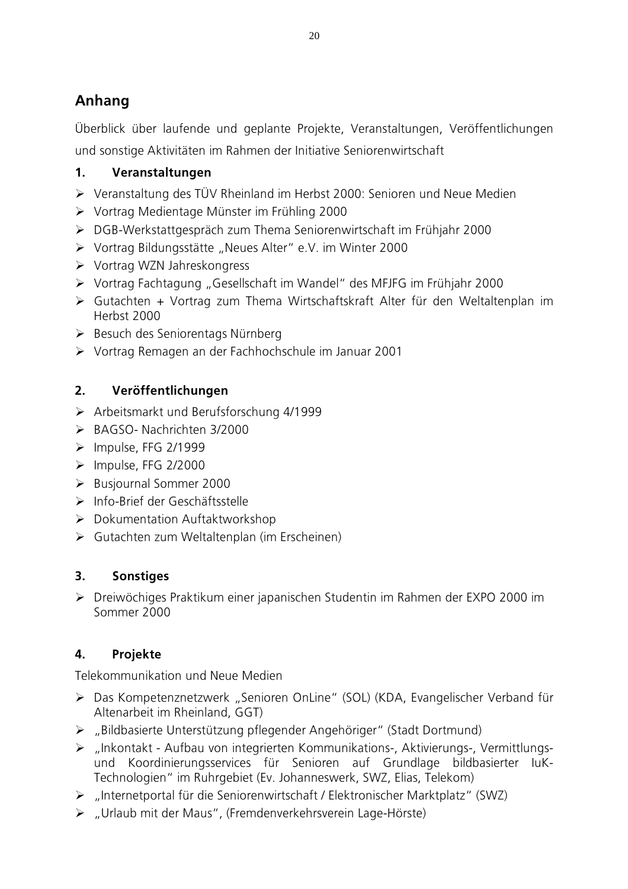## Anhang

Überblick über laufende und geplante Projekte, Veranstaltungen, Veröffentlichungen und sonstige Aktivitäten im Rahmen der Initiative Seniorenwirtschaft

### 1. Veranstaltungen

- Veranstaltung des TÜV Rheinland im Herbst 2000: Senioren und Neue Medien
- Vortrag Medientage Münster im Frühling 2000
- DGB-Werkstattgespräch zum Thema Seniorenwirtschaft im Frühjahr 2000
- Vortrag Bildungsstätte „Neues Alter" e.V. im Winter 2000
- Vortrag WZN Jahreskongress
- Vortrag Fachtagung „Gesellschaft im Wandel" des MFJFG im Frühjahr 2000
- Gutachten + Vortrag zum Thema Wirtschaftskraft Alter für den Weltaltenplan im Herbst 2000
- Besuch des Seniorentags Nürnberg
- Vortrag Remagen an der Fachhochschule im Januar 2001

### 2. Veröffentlichungen

- Arbeitsmarkt und Berufsforschung 4/1999
- BAGSO- Nachrichten 3/2000
- Impulse, FFG 2/1999
- Impulse, FFG 2/2000
- Busjournal Sommer 2000
- Info-Brief der Geschäftsstelle
- Dokumentation Auftaktworkshop
- Gutachten zum Weltaltenplan (im Erscheinen)

### 3. Sonstiges

- Dreiwöchiges Praktikum einer japanischen Studentin im Rahmen der EXPO 2000 im Sommer 2000

### 4. Projekte

Telekommunikation und Neue Medien

- Das Kompetenznetzwerk „Senioren OnLine" (SOL) (KDA, Evangelischer Verband für Altenarbeit im Rheinland, GGT)
- „Bildbasierte Unterstützung pflegender Angehöriger" (Stadt Dortmund)
- „Inkontakt - Aufbau von integrierten Kommunikations-, Aktivierungs-, Vermittlungs- und Koordinierungsservices für Senioren auf Grundlage bildbasierter IuK-Technologien" im Ruhrgebiet (Ev. Johanneswerk, SWZ, Elias, Telekom)
- „Internetportal für die Seniorenwirtschaft / Elektronischer Marktplatz" (SWZ)
- „Urlaub mit der Maus", (Fremdenverkehrsverein Lage-Hörste)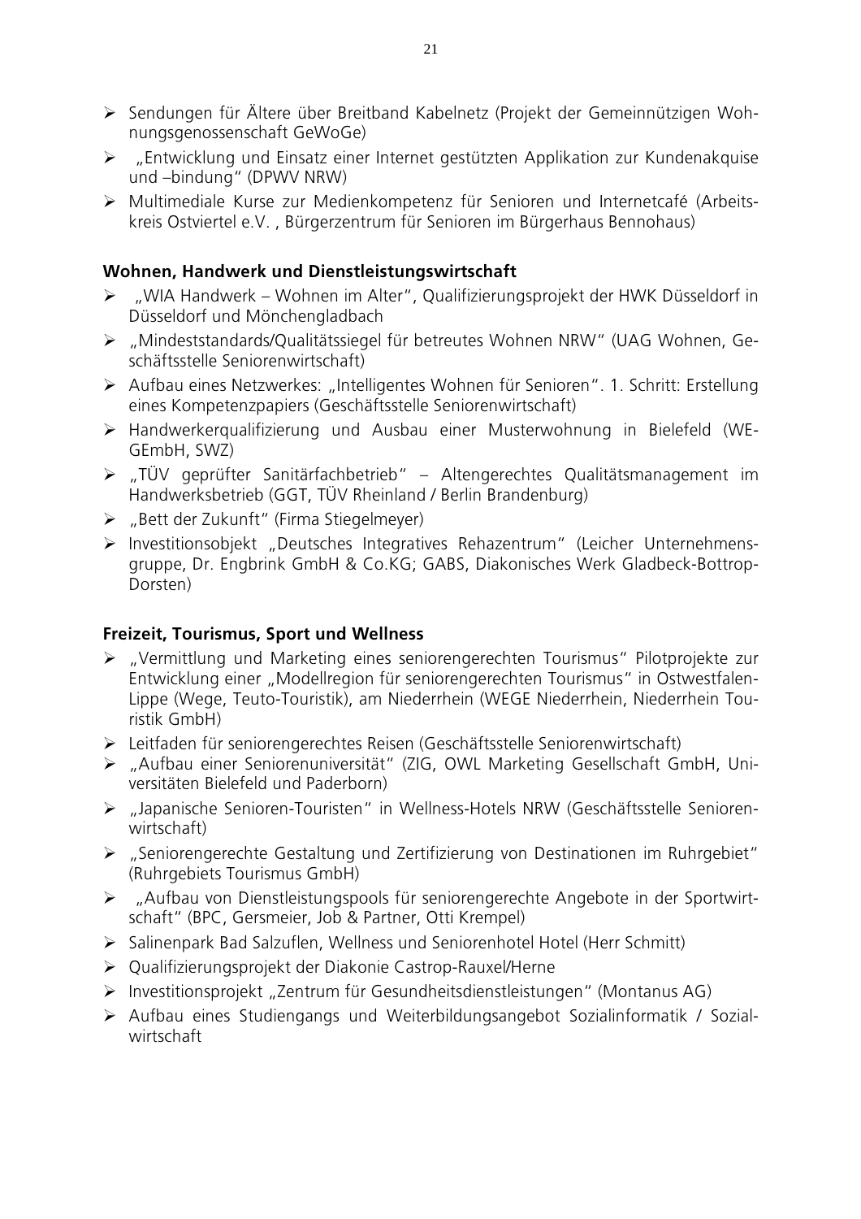- Sendungen für Ältere über Breitband Kabelnetz (Projekt der Gemeinnützigen Wohnungsgenossenschaft GeWoGe)
- „Entwicklung und Einsatz einer Internet gestützten Applikation zur Kundenakquise und –bindung" (DPWV NRW)
- Multimediale Kurse zur Medienkompetenz für Senioren und Internetcafé (Arbeitskreis Ostviertel e.V. , Bürgerzentrum für Senioren im Bürgerhaus Bennohaus)

**Wohnen, Handwerk und Dienstleistungswirtschaft**

- „WIA Handwerk – Wohnen im Alter", Qualifizierungsprojekt der HWK Düsseldorf in Düsseldorf und Mönchengladbach
- „Mindeststandards/Qualitätssiegel für betreutes Wohnen NRW" (UAG Wohnen, Geschäftsstelle Seniorenwirtschaft)
- Aufbau eines Netzwerkes: „Intelligentes Wohnen für Senioren". 1. Schritt: Erstellung eines Kompetenzpapiers (Geschäftsstelle Seniorenwirtschaft)
- Handwerkerqualifizierung und Ausbau einer Musterwohnung in Bielefeld (WE-GEmbH, SWZ)
- „TÜV geprüfter Sanitärfachbetrieb" – Altengerechtes Qualitätsmanagement im Handwerksbetrieb (GGT, TÜV Rheinland / Berlin Brandenburg)
- „Bett der Zukunft" (Firma Stiegelmeyer)
- Investitionsobjekt „Deutsches Integratives Rehazentrum" (Leicher Unternehmensgruppe, Dr. Engbrink GmbH & Co.KG; GABS, Diakonisches Werk Gladbeck-Bottrop-Dorsten)

**Freizeit, Tourismus, Sport und Wellness**

- „Vermittlung und Marketing eines seniorengerechten Tourismus" Pilotprojekte zur Entwicklung einer „Modellregion für seniorengerechten Tourismus" in Ostwestfalen-Lippe (Wege, Teuto-Touristik), am Niederrhein (WEGE Niederrhein, Niederrhein Touristik GmbH)
- Leitfaden für seniorengerechtes Reisen (Geschäftsstelle Seniorenwirtschaft)
- „Aufbau einer Seniorenuniversität" (ZIG, OWL Marketing Gesellschaft GmbH, Universitäten Bielefeld und Paderborn)
- „Japanische Senioren-Touristen" in Wellness-Hotels NRW (Geschäftsstelle Seniorenwirtschaft)
- „Seniorengerechte Gestaltung und Zertifizierung von Destinationen im Ruhrgebiet" (Ruhrgebiets Tourismus GmbH)
- „Aufbau von Dienstleistungspools für seniorengerechte Angebote in der Sportwirtschaft" (BPC, Gersmeier, Job & Partner, Otti Krempel)
- Salinenpark Bad Salzuflen, Wellness und Seniorenhotel Hotel (Herr Schmitt)
- Qualifizierungsprojekt der Diakonie Castrop-Rauxel/Herne
- Investitionsprojekt „Zentrum für Gesundheitsdienstleistungen" (Montanus AG)
- Aufbau eines Studiengangs und Weiterbildungsangebot Sozialinformatik / Sozialwirtschaft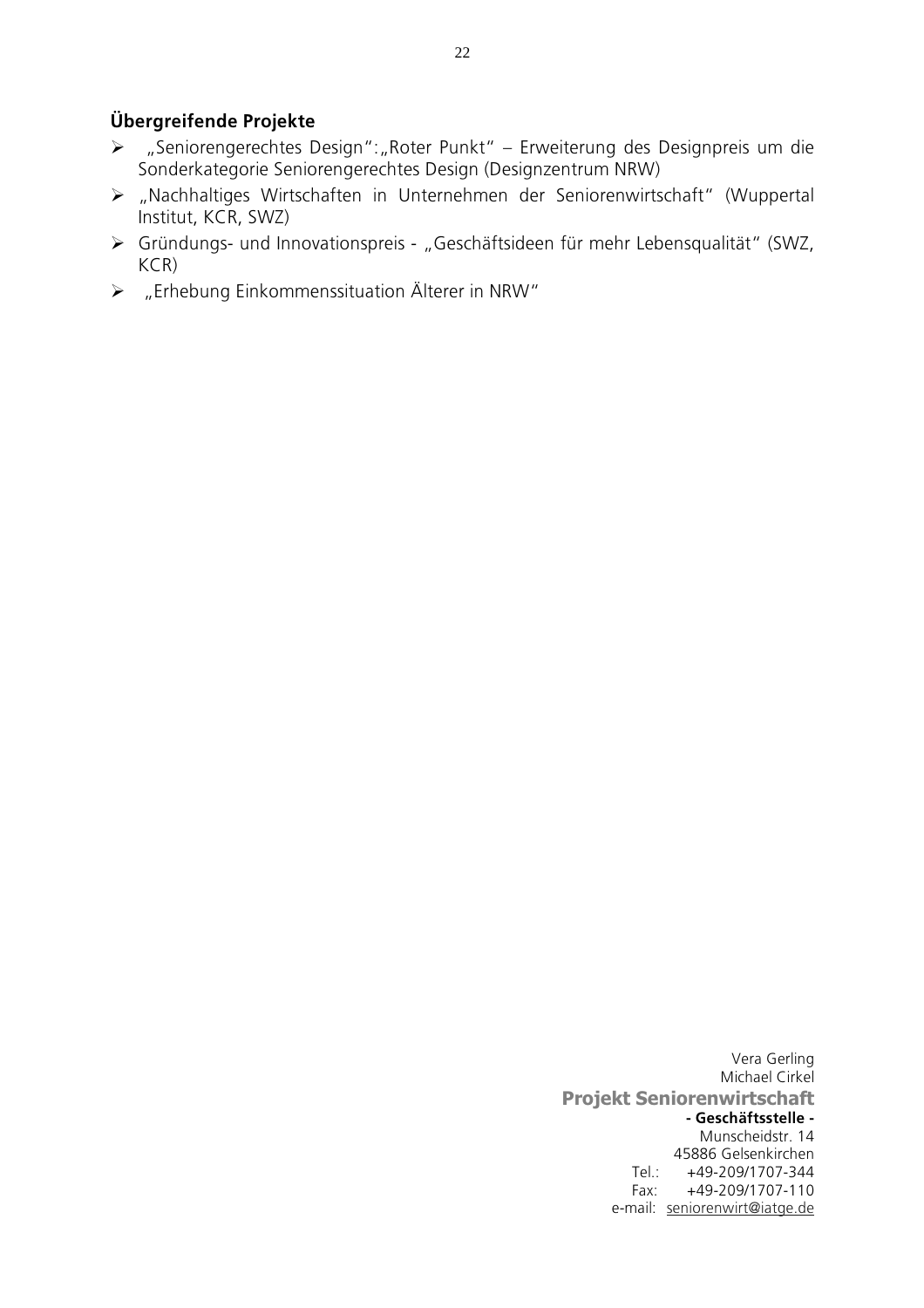### Übergreifende Projekte

- „Seniorengerechtes Design":„Roter Punkt" – Erweiterung des Designpreis um die Sonderkategorie Seniorengerechtes Design (Designzentrum NRW)
- „Nachhaltiges Wirtschaften in Unternehmen der Seniorenwirtschaft" (Wuppertal Institut, KCR, SWZ)
- Gründungs- und Innovationspreis - „Geschäftsideen für mehr Lebensqualität" (SWZ, KCR)
- „Erhebung Einkommenssituation Älterer in NRW"

Vera Gerling
Michael Cirkel
**Projekt Seniorenwirtschaft**
**- Geschäftsstelle -**
Munscheidstr. 14
45886 Gelsenkirchen
Tel.: +49-209/1707-344
Fax: +49-209/1707-110
e-mail: seniorenwirt@iatge.de